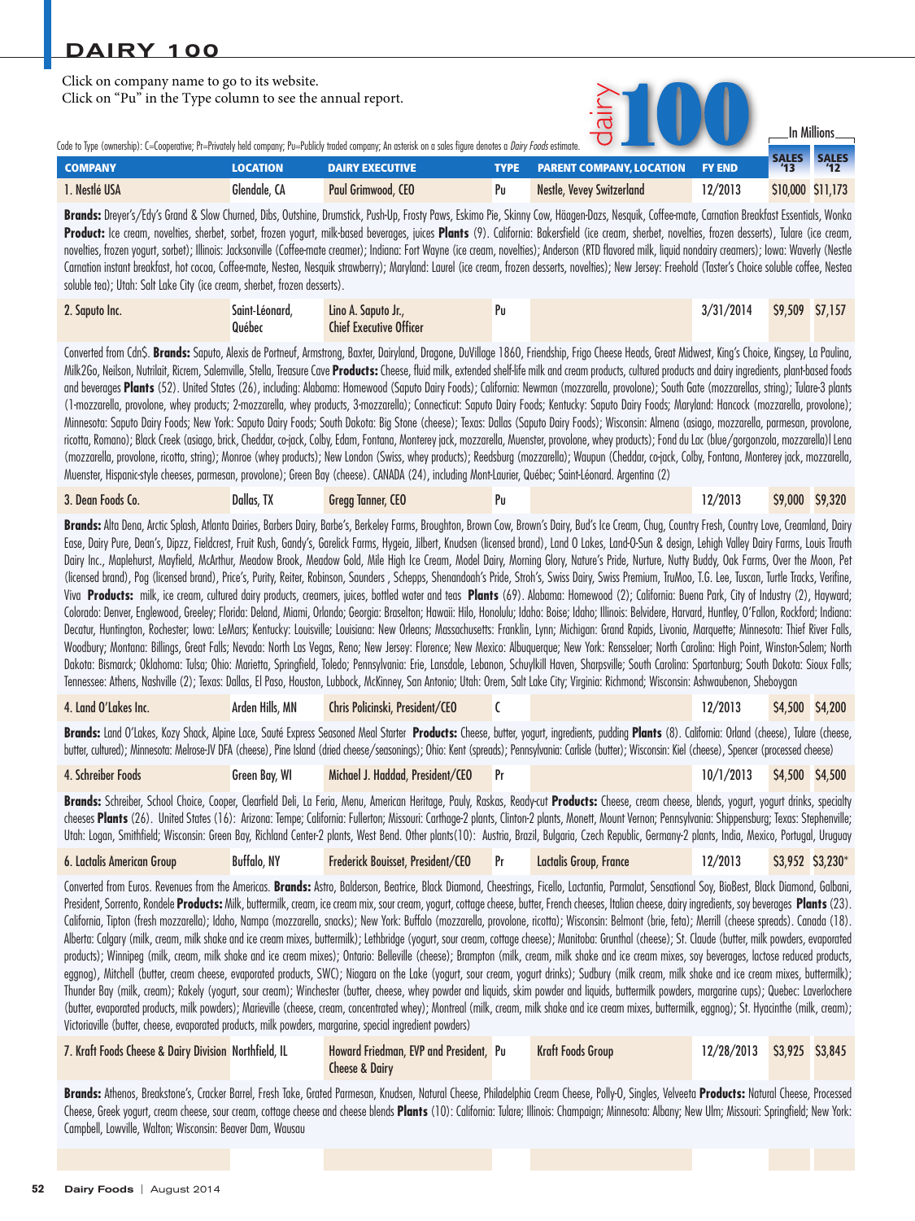# DAIRY 100

Click on company name to go to its website.
Click on "Pu" in the Type column to see the annual report.

Code to Type (ownership): C=Cooperative; Pr=Privately held company; Pu=Publicly traded company; An asterisk on a sales figure denotes a *Dairy Foods* estimate.

In Millions

| COMPANY | LOCATION | DAIRY EXECUTIVE | TYPE | PARENT COMPANY, LOCATION | FY END | SALES '13 | SALES '12 |
|---|---|---|---|---|---|---|---|
| 1. Nestlé USA | Glendale, CA | Paul Grimwood, CEO | Pu | Nestle, Vevey Switzerland | 12/2013 | $10,000 | $11,173 |

**Brands:** Dreyer's/Edy's Grand & Slow Churned, Dibs, Outshine, Drumstick, Push-Up, Frosty Paws, Eskimo Pie, Skinny Cow, Häagen-Dazs, Nesquik, Coffee-mate, Carnation Breakfast Essentials, Wonka **Product:** Ice cream, novelties, sherbet, sorbet, frozen yogurt, milk-based beverages, juices **Plants** (9). California: Bakersfield (ice cream, sherbet, novelties, frozen desserts), Tulare (ice cream, novelties, frozen yogurt, sorbet); Illinois: Jacksonville (Coffee-mate creamer); Indiana: Fort Wayne (ice cream, novelties); Anderson (RTD flavored milk, liquid nondairy creamers); Iowa: Waverly (Nestle Carnation instant breakfast, hot cocoa, Coffee-mate, Nestea, Nesquik strawberry); Maryland: Laurel (ice cream, frozen desserts, novelties); New Jersey: Freehold (Taster's Choice soluble coffee, Nestea soluble tea); Utah: Salt Lake City (ice cream, sherbet, frozen desserts).

| COMPANY | LOCATION | DAIRY EXECUTIVE | TYPE | PARENT COMPANY, LOCATION | FY END | SALES '13 | SALES '12 |
|---|---|---|---|---|---|---|---|
| 2. Saputo Inc. | Saint-Léonard, Québec | Lino A. Saputo Jr., Chief Executive Officer | Pu | | 3/31/2014 | $9,509 | $7,157 |

Converted from Cdn$. **Brands:** Saputo, Alexis de Portneuf, Armstrong, Baxter, Dairyland, Dragone, DuVillage 1860, Friendship, Frigo Cheese Heads, Great Midwest, King's Choice, Kingsey, La Paulina, Milk2Go, Neilson, Nutrilait, Ricrem, Salemville, Stella, Treasure Cave **Products:** Cheese, fluid milk, extended shelf-life milk and cream products, cultured products and dairy ingredients, plant-based foods and beverages **Plants** (52). United States (26), including: Alabama: Homewood (Saputo Dairy Foods); California: Newman (mozzarella, provolone); South Gate (mozzarellas, string); Tulare-3 plants (1-mozzarella, provolone, whey products; 2-mozzarella, whey products, 3-mozzarella); Connecticut: Saputo Dairy Foods; Kentucky: Saputo Dairy Foods; Maryland: Hancock (mozzarella, provolone); Minnesota: Saputo Dairy Foods; New York: Saputo Dairy Foods; South Dakota: Big Stone (cheese); Texas: Dallas (Saputo Dairy Foods); Wisconsin: Almena (asiago, mozzarella, parmesan, provolone, ricotta, Romano); Black Creek (asiago, brick, Cheddar, co-jack, Colby, Edam, Fontana, Monterey jack, mozzarella, Muenster, provolone, whey products); Fond du Lac (blue/gorgonzola, mozzarella)l Lena (mozzarella, provolone, ricotta, string); Monroe (whey products); New London (Swiss, whey products); Reedsburg (mozzarella); Waupun (Cheddar, co-jack, Colby, Fontana, Monterey jack, mozzarella, Muenster, Hispanic-style cheeses, parmesan, provolone); Green Bay (cheese). CANADA (24), including Mont-Laurier, Québec; Saint-Léonard. Argentina (2)

| COMPANY | LOCATION | DAIRY EXECUTIVE | TYPE | PARENT COMPANY, LOCATION | FY END | SALES '13 | SALES '12 |
|---|---|---|---|---|---|---|---|
| 3. Dean Foods Co. | Dallas, TX | Gregg Tanner, CEO | Pu | | 12/2013 | $9,000 | $9,320 |

**Brands:** Alta Dena, Arctic Splash, Atlanta Dairies, Barbers Dairy, Barbe's, Berkeley Farms, Broughton, Brown Cow, Brown's Dairy, Bud's Ice Cream, Chug, Country Fresh, Country Love, Creamland, Dairy Ease, Dairy Pure, Dean's, Dipzz, Fieldcrest, Fruit Rush, Gandy's, Garelick Farms, Hygeia, Jilbert, Knudsen (licensed brand), Land O Lakes, Land-O-Sun & design, Lehigh Valley Dairy Farms, Louis Trauth Dairy Inc., Maplehurst, Mayfield, McArthur, Meadow Brook, Meadow Gold, Mile High Ice Cream, Model Dairy, Morning Glory, Nature's Pride, Nurture, Nutty Buddy, Oak Farms, Over the Moon, Pet (licensed brand), Pog (licensed brand), Price's, Purity, Reiter, Robinson, Saunders , Schepps, Shenandoah's Pride, Stroh's, Swiss Dairy, Swiss Premium, TruMoo, T.G. Lee, Tuscan, Turtle Tracks, Verifine, Viva **Products:** milk, ice cream, cultured dairy products, creamers, juices, bottled water and teas **Plants** (69). Alabama: Homewood (2); California: Buena Park, City of Industry (2), Hayward; Colorado: Denver, Englewood, Greeley; Florida: Deland, Miami, Orlando; Georgia: Braselton; Hawaii: Hilo, Honolulu; Idaho: Boise; Idaho; Illinois: Belvidere, Harvard, Huntley, O'Fallon, Rockford; Indiana: Decatur, Huntington, Rochester; Iowa: LeMars; Kentucky: Louisville; Louisiana: New Orleans; Massachusetts: Franklin, Lynn; Michigan: Grand Rapids, Livonia, Marquette; Minnesota: Thief River Falls, Woodbury; Montana: Billings, Great Falls; Nevada: North Las Vegas, Reno; New Jersey: Florence; New Mexico: Albuquerque; New York: Rensselaer; North Carolina: High Point, Winston-Salem; North Dakota: Bismarck; Oklahoma: Tulsa; Ohio: Marietta, Springfield, Toledo; Pennsylvania: Erie, Lansdale, Lebanon, Schuylkill Haven, Sharpsville; South Carolina: Spartanburg; South Dakota: Sioux Falls; Tennessee: Athens, Nashville (2); Texas: Dallas, El Paso, Houston, Lubbock, McKinney, San Antonio; Utah: Orem, Salt Lake City; Virginia: Richmond; Wisconsin: Ashwaubenon, Sheboygan

| COMPANY | LOCATION | DAIRY EXECUTIVE | TYPE | PARENT COMPANY, LOCATION | FY END | SALES '13 | SALES '12 |
|---|---|---|---|---|---|---|---|
| 4. Land O'Lakes Inc. | Arden Hills, MN | Chris Policinski, President/CEO | C | | 12/2013 | $4,500 | $4,200 |

**Brands:** Land O'Lakes, Kozy Shack, Alpine Lace, Sauté Express Seasoned Meal Starter **Products:** Cheese, butter, yogurt, ingredients, pudding **Plants** (8). California: Orland (cheese), Tulare (cheese, butter, cultured); Minnesota: Melrose-JV DFA (cheese), Pine Island (dried cheese/seasonings); Ohio: Kent (spreads); Pennsylvania: Carlisle (butter); Wisconsin: Kiel (cheese), Spencer (processed cheese)

| COMPANY | LOCATION | DAIRY EXECUTIVE | TYPE | PARENT COMPANY, LOCATION | FY END | SALES '13 | SALES '12 |
|---|---|---|---|---|---|---|---|
| 4. Schreiber Foods | Green Bay, WI | Michael J. Haddad, President/CEO | Pr | | 10/1/2013 | $4,500 | $4,500 |

**Brands:** Schreiber, School Choice, Cooper, Clearfield Deli, La Feria, Menu, American Heritage, Pauly, Raskas, Ready-cut **Products:** Cheese, cream cheese, blends, yogurt, yogurt drinks, specialty cheeses **Plants** (26). United States (16): Arizona: Tempe; California: Fullerton; Missouri: Carthage-2 plants, Clinton-2 plants, Monett, Mount Vernon; Pennsylvania: Shippensburg; Texas: Stephenville; Utah: Logan, Smithfield; Wisconsin: Green Bay, Richland Center-2 plants, West Bend. Other plants(10): Austria, Brazil, Bulgaria, Czech Republic, Germany-2 plants, India, Mexico, Portugal, Uruguay

| COMPANY | LOCATION | DAIRY EXECUTIVE | TYPE | PARENT COMPANY, LOCATION | FY END | SALES '13 | SALES '12 |
|---|---|---|---|---|---|---|---|
| 6. Lactalis American Group | Buffalo, NY | Frederick Bouisset, President/CEO | Pr | Lactalis Group, France | 12/2013 | $3,952 | $3,230* |

Converted from Euros. Revenues from the Americas. **Brands:** Astro, Balderson, Beatrice, Black Diamond, Cheestrings, Ficello, Lactantia, Parmalat, Sensational Soy, BioBest, Black Diamond, Galbani, President, Sorrento, Rondele **Products:** Milk, buttermilk, cream, ice cream mix, sour cream, yogurt, cottage cheese, butter, French cheeses, Italian cheese, dairy ingredients, soy beverages **Plants** (23). California, Tipton (fresh mozzarella); Idaho, Nampa (mozzarella, snacks); New York: Buffalo (mozzarella, provolone, ricotta); Wisconsin: Belmont (brie, feta); Merrill (cheese spreads). Canada (18). Alberta: Calgary (milk, cream, milk shake and ice cream mixes, buttermilk); Lethbridge (yogurt, sour cream, cottage cheese); Manitoba: Grunthal (cheese); St. Claude (butter, milk powders, evaporated products); Winnipeg (milk, cream, milk shake and ice cream mixes); Ontario: Belleville (cheese); Brampton (milk, cream, milk shake and ice cream mixes, soy beverages, lactose reduced products, eggnog), Mitchell (butter, cream cheese, evaporated products, SWC); Niagara on the Lake (yogurt, sour cream, yogurt drinks); Sudbury (milk cream, milk shake and ice cream mixes, buttermilk); Thunder Bay (milk, cream); Rakely (yogurt, sour cream); Winchester (butter, cheese, whey powder and liquids, skim powder and liquids, buttermilk powders, margarine cups); Quebec: Laverlochere (butter, evaporated products, milk powders); Marieville (cheese, cream, concentrated whey); Montreal (milk, cream, milk shake and ice cream mixes, buttermilk, eggnog); St. Hyacinthe (milk, cream); Victoriaville (butter, cheese, evaporated products, milk powders, margarine, special ingredient powders)

| COMPANY | LOCATION | DAIRY EXECUTIVE | TYPE | PARENT COMPANY, LOCATION | FY END | SALES '13 | SALES '12 |
|---|---|---|---|---|---|---|---|
| 7. Kraft Foods Cheese & Dairy Division | Northfield, IL | Howard Friedman, EVP and President, Cheese & Dairy | Pu | Kraft Foods Group | 12/28/2013 | $3,925 | $3,845 |

**Brands:** Athenos, Breakstone's, Cracker Barrel, Fresh Take, Grated Parmesan, Knudsen, Natural Cheese, Philadelphia Cream Cheese, Polly-O, Singles, Velveeta **Products:** Natural Cheese, Processed Cheese, Greek yogurt, cream cheese, sour cream, cottage cheese and cheese blends **Plants** (10): California: Tulare; Illinois: Champaign; Minnesota: Albany; New Ulm; Missouri: Springfield; New York: Campbell, Lowville, Walton; Wisconsin: Beaver Dam, Wausau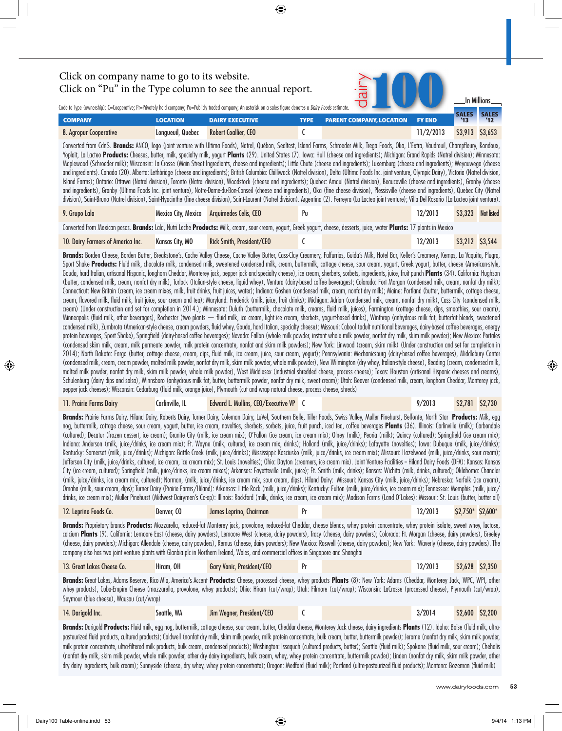Click on company name to go to its website.
Click on "Pu" in the Type column to see the annual report.

Code to Type (ownership): C=Cooperative; Pr=Privately held company; Pu=Publicly traded company; An asterisk on a sales figure denotes a *Dairy Foods* estimate.

dairy 100

In Millions

| COMPANY | LOCATION | DAIRY EXECUTIVE | TYPE | PARENT COMPANY, LOCATION | FY END | SALES '13 | SALES '12 |
|---|---|---|---|---|---|---|---|
| 8. Agropur Cooperative | Longueuil, Quebec | Robert Coallier, CEO | C | | 11/2/2013 | $3,913 | $3,653 |

Converted from Cdn$. **Brands:** ANCO, Iogo (joint venture with Ultima Foods), Natrel, Québon, Sealtest, Island Farms, Schroeder Milk, Trega Foods, Oka, L'Extra, Vaudreuil, Champfleury, Rondoux, Yoplait, La Lacteo **Products:** Cheeses, butter, milk, specialty milk, yogurt **Plants** (29). United States (7). Iowa: Hull (cheese and ingredients); Michigan: Grand Rapids (Natrel division); Minnesota: Maplewood (Schroeder milk); Wisconsin: La Crosse (Main Street Ingredients, cheese and ingredients); Little Chute (cheese and ingredients); Luxemburg (cheese and ingredients); Weyauwega (cheese and ingredients). Canada (20). Alberta: Lethbridge (cheese and ingredients); British Columbia: Chilliwack (Natrel division), Delta (Ultima Foods Inc. joint venture, Olympic Dairy), Victoria (Natrel division, Island Farms); Ontario: Ottawa (Natrel division), Toronto (Natrel division), Woodstock (cheese and ingredients); Quebec: Amqui (Natrel division), Beauceville (cheese and ingredients), Granby (cheese and ingredients), Granby (Ultima Foods Inc. joint venture), Notre-Dame-du-Bon-Conseil (cheese and ingredients), Oka (fine cheese division), Plessisville (cheese and ingredients), Quebec City (Natrel division), Saint-Bruno (Natrel division), Saint-Hyacinthe (fine cheese division), Saint-Laurent (Natrel division). Argentina (2). Ferreyra (La Lacteo joint venture); Villa Del Rosario (La Lacteo joint venture).

| COMPANY | LOCATION | DAIRY EXECUTIVE | TYPE | PARENT COMPANY, LOCATION | FY END | SALES '13 | SALES '12 |
|---|---|---|---|---|---|---|---|
| 9. Grupo Lala | Mexico City, Mexico | Arquimedes Celis, CEO | Pu | | 12/2013 | $3,323 | Not listed |

Converted from Mexican pesos. **Brands:** Lala, Nutri Leche **Products:** Milk, cream, sour cream, yogurt, Greek yogurt, cheese, desserts, juice, water **Plants:** 17 plants in Mexico

| COMPANY | LOCATION | DAIRY EXECUTIVE | TYPE | PARENT COMPANY, LOCATION | FY END | SALES '13 | SALES '12 |
|---|---|---|---|---|---|---|---|
| 10. Dairy Farmers of America Inc. | Kansas City, MO | Rick Smith, President/CEO | C | | 12/2013 | $3,212 | $3,544 |

**Brands:** Borden Cheese, Borden Butter, Breakstone's, Cache Valley Cheese, Cache Valley Butter, Cass-Clay Creamery, Falfurrias, Guida's Milk, Hotel Bar, Keller's Creamery, Kemps, La Vaquita, Plugra, Sport Shake **Products:** Fluid milk, chocolate milk, condensed milk, sweetened condensed milk, cream, buttermilk, cottage cheese, sour cream, yogurt, Greek yogurt, butter, cheese (American-style, Gouda, hard Italian, artisanal Hispanic, longhorn Cheddar, Monterey jack, pepper jack and specialty cheese), ice cream, sherbets, sorbets, ingredients, juice, fruit punch **Plants** (34). California: Hughson (butter, condensed milk, cream, nonfat dry milk), Turlock (Italian-style cheese, liquid whey), Ventura (dairy-based coffee beverages); Colorado: Fort Morgan (condensed milk, cream, nonfat dry milk); Connecticut: New Britain (cream, ice cream mixes, milk, fruit drinks, fruit juices, water); Indiana: Goshen (condensed milk, cream, nonfat dry milk); Maine: Portland (butter, buttermilk, cottage cheese, cream, flavored milk, fluid milk, fruit juice, sour cream and tea); Maryland: Frederick (milk, juice, fruit drinks); Michigan: Adrian (condensed milk, cream, nonfat dry milk), Cass City (condensed milk, cream) (Under construction and set for completion in 2014.); Minnesota: Duluth (buttermilk, chocolate milk, creams, fluid milk, juices), Farmington (cottage cheese, dips, smoothies, sour cream), Minneapolis (fluid milk, other beverages), Rochester (two plants — fluid milk, ice cream, light ice cream, sherbets, yogurt-based drinks), Winthrop (anhydrous milk fat, butterfat blends, sweetened condensed milk), Zumbrota (American-style cheese, cream powders, fluid whey, Gouda, hard Italian, specialty cheese); Missouri: Cabool (adult nutritional beverages, dairy-based coffee beverages, energy protein beverages, Sport Shake), Springfield (dairy-based coffee beverages); Nevada: Fallon (whole milk powder, instant whole milk powder, nonfat dry milk, skim milk powder); New Mexico: Portales (condensed skim milk, cream, milk permeate powder, milk protein concentrate, nonfat and skim milk powders); New York: Linwood (cream, skim milk) (Under construction and set for completion in 2014); North Dakota: Fargo (butter, cottage cheese, cream, dips, fluid milk, ice cream, juice, sour cream, yogurt); Pennsylvania: Mechanicsburg (dairy-based coffee beverages), Middlebury Center (condensed milk, cream, cream powder, malted milk powder, nonfat dry milk, skim milk powder, whole milk powder), New Wilmington (dry whey, Italian-style cheese), Reading (cream, condensed milk, malted milk powder, nonfat dry milk, skim milk powder, whole milk powder), West Middlesex (industrial shredded cheese, process cheese); Texas: Houston (artisanal Hispanic cheeses and creams), Schulenburg (dairy dips and salsa), Winnsboro (anhydrous milk fat, butter, buttermilk powder, nonfat dry milk, sweet cream); Utah: Beaver (condensed milk, cream, longhorn Cheddar, Monterey jack, pepper jack cheeses); Wisconsin: Cedarburg (fluid milk, orange juice), Plymouth (cut and wrap natural cheese, process cheese, shreds)

| COMPANY | LOCATION | DAIRY EXECUTIVE | TYPE | PARENT COMPANY, LOCATION | FY END | SALES '13 | SALES '12 |
|---|---|---|---|---|---|---|---|
| 11. Prairie Farms Dairy | Carlinville, IL | Edward L. Mullins, CEO/Executive VP | C | | 9/2013 | $2,781 | $2,730 |

**Brands:** Prairie Farms Dairy, Hiland Dairy, Roberts Dairy, Turner Dairy, Coleman Dairy, LuVel, Southern Belle, Tiller Foods, Swiss Valley, Muller Pinehurst, Belfonte, North Star **Products:** Milk, egg nog, buttermilk, cottage cheese, sour cream, yogurt, butter, ice cream, novelties, sherbets, sorbets, juice, fruit punch, iced tea, coffee beverages **Plants** (36). Illinois: Carlinville (milk); Carbondale (cultured); Decatur (frozen dessert, ice cream); Granite City (milk, ice cream mix); O'Fallon (ice cream, ice cream mix); Olney (milk); Peoria (milk); Quincy (cultured); Springfield (ice cream mix); Indiana: Anderson (milk, juice/drinks, ice cream mix); Ft. Wayne (milk, cultured, ice cream mix, drinks); Holland (milk, juice/drinks); Lafayette (novelties); Iowa: Dubuque (milk, juice/drinks); Kentucky: Somerset (milk, juice/drinks); Michigan: Battle Creek (milk, juice/drinks); Mississippi: Kosciusko (milk, juice/drinks, ice cream mix); Missouri: Hazelwood (milk, juice/drinks, sour cream); Jefferson City (milk, juice/drinks, cultured, ice cream, ice cream mix); St. Louis (novelties); Ohio: Dayton (creamers, ice cream mix). Joint Venture Facilities – Hiland Dairy Foods (DFA): Kansas: Kansas City (ice cream, cultured); Springfield (milk, juice/drinks, ice cream mixes); Arkansas: Fayetteville (milk, juice); Ft. Smith (milk, drinks); Kansas: Wichita (milk, drinks, cultured); Oklahoma: Chandler (milk, juice/drinks, ice cream mix, cultured); Norman, (milk, juice/drinks, ice cream mix, sour cream, dips). Hiland Dairy: Missouri: Kansas City (milk, juice/drinks); Nebraska: Norfolk (ice cream), Omaha (milk, sour cream, dips); Turner Dairy (Prairie Farms/Hiland): Arkansas: Little Rock (milk, juice/drinks); Kentucky: Fulton (milk, juice/drinks, ice cream mix); Tennessee: Memphis (milk, juice/drinks, ice cream mix); Muller Pinehurst (Midwest Dairymen's Co-op): Illinois: Rockford (milk, drinks, ice cream, ice cream mix); Madison Farms (Land O'Lakes): Missouri: St. Louis (butter, butter oil)

| COMPANY | LOCATION | DAIRY EXECUTIVE | TYPE | PARENT COMPANY, LOCATION | FY END | SALES '13 | SALES '12 |
|---|---|---|---|---|---|---|---|
| 12. Leprino Foods Co. | Denver, CO | James Leprino, Chairman | Pr | | 12/2013 | $2,750* | $2,600* |

**Brands:** Proprietary brands **Products:** Mozzarella, reduced-fat Monterey jack, provolone, reduced-fat Cheddar, cheese blends, whey protein concentrate, whey protein isolate, sweet whey, lactose, calcium **Plants** (9). California: Lemoore East (cheese, dairy powders), Lemoore West (cheese, dairy powders), Tracy (cheese, dairy powders); Colorado: Ft. Morgan (cheese, dairy powders), Greeley (cheese, dairy powders); Michigan: Allendale (cheese, dairy powders), Remus (cheese, dairy powders); New Mexico: Roswell (cheese, dairy powders); New York: Waverly (cheese, dairy powders). The company also has two joint venture plants with Glanbia plc in Northern Ireland, Wales, and commercial offices in Singapore and Shanghai

| COMPANY | LOCATION | DAIRY EXECUTIVE | TYPE | PARENT COMPANY, LOCATION | FY END | SALES '13 | SALES '12 |
|---|---|---|---|---|---|---|---|
| 13. Great Lakes Cheese Co. | Hiram, OH | Gary Vanic, President/CEO | Pr | | 12/2013 | $2,628 | $2,350 |

**Brands:** Great Lakes, Adams Reserve, Rico Mia, America's Accent **Products:** Cheese, processed cheese, whey products **Plants** (8): New York: Adams (Cheddar, Monterey Jack, WPC, WPI, other whey products), Cuba-Empire Cheese (mozzarella, provolone, whey products); Ohio: Hiram (cut/wrap); Utah: Filmore (cut/wrap); Wisconsin: LaCrosse (processed cheese), Plymouth (cut/wrap), Seymour (blue cheese), Wausau (cut/wrap)

| COMPANY | LOCATION | DAIRY EXECUTIVE | TYPE | PARENT COMPANY, LOCATION | FY END | SALES '13 | SALES '12 |
|---|---|---|---|---|---|---|---|
| 14. Darigold Inc. | Seattle, WA | Jim Wegner, President/CEO | C | | 3/2014 | $2,600 | $2,200 |

**Brands:** Darigold **Products:** Fluid milk, egg nog, buttermilk, cottage cheese, sour cream, butter, Cheddar cheese, Monterey Jack cheese, dairy ingredients **Plants** (12). Idaho: Boise (fluid milk, ultra-pasteurized fluid products, cultured products); Caldwell (nonfat dry milk, skim milk powder, milk protein concentrate, bulk cream, butter, buttermilk powder); Jerome (nonfat dry milk, skim milk powder, milk protein concentrate, ultra-filtered milk products, bulk cream, condensed products); Washington: Issaquah (cultured products, butter); Seattle (fluid milk); Spokane (fluid milk, sour cream); Chehalis (nonfat dry milk, skim milk powder, whole milk powder, other dry dairy ingredients, bulk cream, whey, whey protein concentrate, buttermilk powder); Linden (nonfat dry milk, skim milk powder, other dry dairy ingredients, bulk cream); Sunnyside (cheese, dry whey, whey protein concentrate); Oregon: Medford (fluid milk); Portland (ultra-pasteurized fluid products); Montana: Bozeman (fluid milk)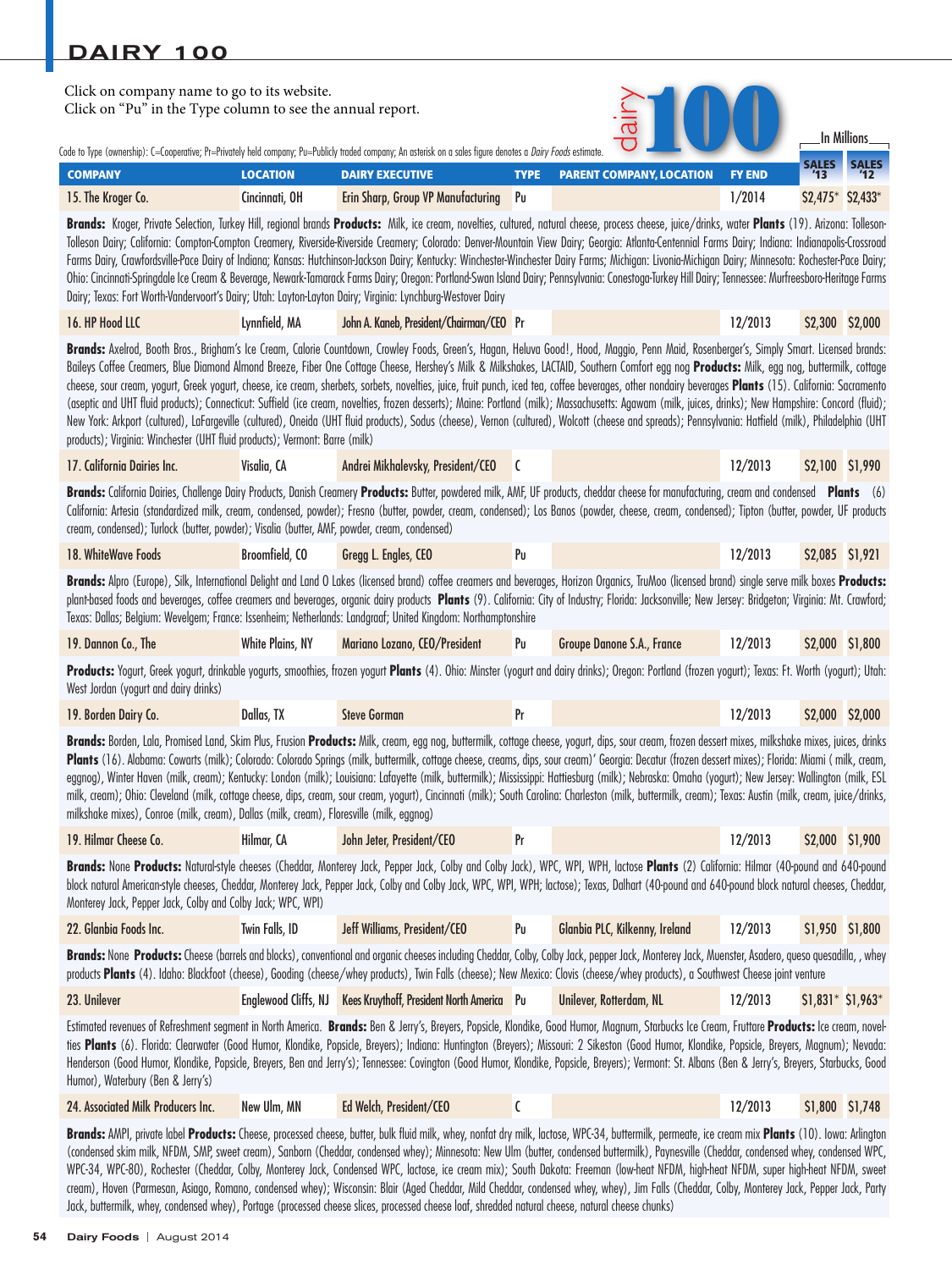## DAIRY 100

Click on company name to go to its website.
Click on "Pu" in the Type column to see the annual report.

Code to Type (ownership): C=Cooperative; Pr=Privately held company; Pu=Publicly traded company; An asterisk on a sales figure denotes a *Dairy Foods* estimate.

In Millions

| COMPANY | LOCATION | DAIRY EXECUTIVE | TYPE | PARENT COMPANY, LOCATION | FY END | SALES '13 | SALES '12 |
|---|---|---|---|---|---|---|---|
| 15. The Kroger Co. | Cincinnati, OH | Erin Sharp, Group VP Manufacturing | Pu | | 1/2014 | $2,475* | $2,433* |

**Brands:** Kroger, Private Selection, Turkey Hill, regional brands **Products:** Milk, ice cream, novelties, cultured, natural cheese, process cheese, juice/drinks, water **Plants** (19). Arizona: Tolleson-Tolleson Dairy; California: Compton-Compton Creamery, Riverside-Riverside Creamery; Colorado: Denver-Mountain View Dairy; Georgia: Atlanta-Centennial Farms Dairy; Indiana: Indianapolis-Crossroad Farms Dairy, Crawfordsville-Pace Dairy of Indiana; Kansas: Hutchinson-Jackson Dairy; Kentucky: Winchester-Winchester Dairy Farms; Michigan: Livonia-Michigan Dairy; Minnesota: Rochester-Pace Dairy; Ohio: Cincinnati-Springdale Ice Cream & Beverage, Newark-Tamarack Farms Dairy; Oregon: Portland-Swan Island Dairy; Pennsylvania: Conestoga-Turkey Hill Dairy; Tennessee: Murfreesboro-Heritage Farms Dairy; Texas: Fort Worth-Vandervoort's Dairy; Utah: Layton-Layton Dairy; Virginia: Lynchburg-Westover Dairy

| COMPANY | LOCATION | DAIRY EXECUTIVE | TYPE | PARENT COMPANY, LOCATION | FY END | SALES '13 | SALES '12 |
|---|---|---|---|---|---|---|---|
| 16. HP Hood LLC | Lynnfield, MA | John A. Kaneb, President/Chairman/CEO | Pr | | 12/2013 | $2,300 | $2,000 |

**Brands:** Axelrod, Booth Bros., Brigham's Ice Cream, Calorie Countdown, Crowley Foods, Green's, Hagan, Heluva Good!, Hood, Maggio, Penn Maid, Rosenberger's, Simply Smart. Licensed brands: Baileys Coffee Creamers, Blue Diamond Almond Breeze, Fiber One Cottage Cheese, Hershey's Milk & Milkshakes, LACTAID, Southern Comfort egg nog **Products:** Milk, egg nog, buttermilk, cottage cheese, sour cream, yogurt, Greek yogurt, cheese, ice cream, sherbets, sorbets, novelties, juice, fruit punch, iced tea, coffee beverages, other nondairy beverages **Plants** (15). California: Sacramento (aseptic and UHT fluid products); Connecticut: Suffield (ice cream, novelties, frozen desserts); Maine: Portland (milk); Massachusetts: Agawam (milk, juices, drinks); New Hampshire: Concord (fluid); New York: Arkport (cultured), LaFargeville (cultured), Oneida (UHT fluid products), Sodus (cheese), Vernon (cultured), Wolcott (cheese and spreads); Pennsylvania: Hatfield (milk), Philadelphia (UHT products); Virginia: Winchester (UHT fluid products); Vermont: Barre (milk)

| COMPANY | LOCATION | DAIRY EXECUTIVE | TYPE | PARENT COMPANY, LOCATION | FY END | SALES '13 | SALES '12 |
|---|---|---|---|---|---|---|---|
| 17. California Dairies Inc. | Visalia, CA | Andrei Mikhalevsky, President/CEO | C | | 12/2013 | $2,100 | $1,990 |

**Brands:** California Dairies, Challenge Dairy Products, Danish Creamery **Products:** Butter, powdered milk, AMF, UF products, cheddar cheese for manufacturing, cream and condensed **Plants** (6) California: Artesia (standardized milk, cream, condensed, powder); Fresno (butter, powder, cream, condensed); Los Banos (powder, cheese, cream, condensed); Tipton (butter, powder, UF products cream, condensed); Turlock (butter, powder); Visalia (butter, AMF, powder, cream, condensed)

| COMPANY | LOCATION | DAIRY EXECUTIVE | TYPE | PARENT COMPANY, LOCATION | FY END | SALES '13 | SALES '12 |
|---|---|---|---|---|---|---|---|
| 18. WhiteWave Foods | Broomfield, CO | Gregg L. Engles, CEO | Pu | | 12/2013 | $2,085 | $1,921 |

**Brands:** Alpro (Europe), Silk, International Delight and Land O Lakes (licensed brand) coffee creamers and beverages, Horizon Organics, TruMoo (licensed brand) single serve milk boxes **Products:** plant-based foods and beverages, coffee creamers and beverages, organic dairy products **Plants** (9). California: City of Industry; Florida: Jacksonville; New Jersey: Bridgeton; Virginia: Mt. Crawford; Texas: Dallas; Belgium: Wevelgem; France: Issenheim; Netherlands: Landgraaf; United Kingdom: Northamptonshire

| COMPANY | LOCATION | DAIRY EXECUTIVE | TYPE | PARENT COMPANY, LOCATION | FY END | SALES '13 | SALES '12 |
|---|---|---|---|---|---|---|---|
| 19. Dannon Co., The | White Plains, NY | Mariano Lozano, CEO/President | Pu | Groupe Danone S.A., France | 12/2013 | $2,000 | $1,800 |

**Products:** Yogurt, Greek yogurt, drinkable yogurts, smoothies, frozen yogurt **Plants** (4). Ohio: Minster (yogurt and dairy drinks); Oregon: Portland (frozen yogurt); Texas: Ft. Worth (yogurt); Utah: West Jordan (yogurt and dairy drinks)

| COMPANY | LOCATION | DAIRY EXECUTIVE | TYPE | PARENT COMPANY, LOCATION | FY END | SALES '13 | SALES '12 |
|---|---|---|---|---|---|---|---|
| 19. Borden Dairy Co. | Dallas, TX | Steve Gorman | Pr | | 12/2013 | $2,000 | $2,000 |

**Brands:** Borden, Lala, Promised Land, Skim Plus, Fusion **Products:** Milk, cream, egg nog, buttermilk, cottage cheese, yogurt, dips, sour cream, frozen dessert mixes, milkshake mixes, juices, drinks **Plants** (16). Alabama: Cowarts (milk); Colorado: Colorado Springs (milk, buttermilk, cottage cheese, creams, dips, sour cream)' Georgia: Decatur (frozen dessert mixes); Florida: Miami ( milk, cream, eggnog), Winter Haven (milk, cream); Kentucky: London (milk); Louisiana: Lafayette (milk, buttermilk); Mississippi: Hattiesburg (milk); Nebraska: Omaha (yogurt); New Jersey: Wallington (milk, ESL milk, cream); Ohio: Cleveland (milk, cottage cheese, dips, cream, sour cream, yogurt), Cincinnati (milk); South Carolina: Charleston (milk, buttermilk, cream); Texas: Austin (milk, cream, juice/drinks, milkshake mixes), Conroe (milk, cream), Dallas (milk, cream), Floresville (milk, eggnog)

| COMPANY | LOCATION | DAIRY EXECUTIVE | TYPE | PARENT COMPANY, LOCATION | FY END | SALES '13 | SALES '12 |
|---|---|---|---|---|---|---|---|
| 19. Hilmar Cheese Co. | Hilmar, CA | John Jeter, President/CEO | Pr | | 12/2013 | $2,000 | $1,900 |

**Brands:** None **Products:** Natural-style cheeses (Cheddar, Monterey Jack, Pepper Jack, Colby and Colby Jack), WPC, WPI, WPH, lactose **Plants** (2) California: Hilmar (40-pound and 640-pound block natural American-style cheeses, Cheddar, Monterey Jack, Pepper Jack, Colby and Colby Jack, WPC, WPI, WPH; lactose); Texas, Dalhart (40-pound and 640-pound block natural cheeses, Cheddar, Monterey Jack, Pepper Jack, Colby and Colby Jack; WPC, WPI)

| COMPANY | LOCATION | DAIRY EXECUTIVE | TYPE | PARENT COMPANY, LOCATION | FY END | SALES '13 | SALES '12 |
|---|---|---|---|---|---|---|---|
| 22. Glanbia Foods Inc. | Twin Falls, ID | Jeff Williams, President/CEO | Pu | Glanbia PLC, Kilkenny, Ireland | 12/2013 | $1,950 | $1,800 |

**Brands:** None **Products:** Cheese (barrels and blocks), conventional and organic cheeses including Cheddar, Colby, Colby Jack, pepper Jack, Monterey Jack, Muenster, Asadero, queso quesadilla, , whey products **Plants** (4). Idaho: Blackfoot (cheese), Gooding (cheese/whey products), Twin Falls (cheese); New Mexico: Clovis (cheese/whey products), a Southwest Cheese joint venture

| COMPANY | LOCATION | DAIRY EXECUTIVE | TYPE | PARENT COMPANY, LOCATION | FY END | SALES '13 | SALES '12 |
|---|---|---|---|---|---|---|---|
| 23. Unilever | Englewood Cliffs, NJ | Kees Kruythoff, President North America | Pu | Unilever, Rotterdam, NL | 12/2013 | $1,831* | $1,963* |

Estimated revenues of Refreshment segment in North America. **Brands:** Ben & Jerry's, Breyers, Popsicle, Klondike, Good Humor, Magnum, Starbucks Ice Cream, Fruttare **Products:** Ice cream, novelties **Plants** (6). Florida: Clearwater (Good Humor, Klondike, Popsicle, Breyers); Indiana: Huntington (Breyers); Missouri: 2 Sikeston (Good Humor, Klondike, Popsicle, Breyers, Magnum); Nevada: Henderson (Good Humor, Klondike, Popsicle, Breyers, Ben and Jerry's); Tennessee: Covington (Good Humor, Klondike, Popsicle, Breyers); Vermont: St. Albans (Ben & Jerry's, Breyers, Starbucks, Good Humor), Waterbury (Ben & Jerry's)

| COMPANY | LOCATION | DAIRY EXECUTIVE | TYPE | PARENT COMPANY, LOCATION | FY END | SALES '13 | SALES '12 |
|---|---|---|---|---|---|---|---|
| 24. Associated Milk Producers Inc. | New Ulm, MN | Ed Welch, President/CEO | C | | 12/2013 | $1,800 | $1,748 |

**Brands:** AMPI, private label **Products:** Cheese, processed cheese, butter, bulk fluid milk, whey, nonfat dry milk, lactose, WPC-34, buttermilk, permeate, ice cream mix **Plants** (10). Iowa: Arlington (condensed skim milk, NFDM, SMP, sweet cream), Sanborn (Cheddar, condensed whey); Minnesota: New Ulm (butter, condensed buttermilk), Paynesville (Cheddar, condensed whey, condensed WPC, WPC-34, WPC-80), Rochester (Cheddar, Colby, Monterey Jack, Condensed WPC, lactose, ice cream mix); South Dakota: Freeman (low-heat NFDM, high-heat NFDM, super high-heat NFDM, sweet cream), Hoven (Parmesan, Asiago, Romano, condensed whey); Wisconsin: Blair (Aged Cheddar, Mild Cheddar, condensed whey, whey), Jim Falls (Cheddar, Colby, Monterey Jack, Pepper Jack, Party Jack, buttermilk, whey, condensed whey), Portage (processed cheese slices, processed cheese loaf, shredded natural cheese, natural cheese chunks)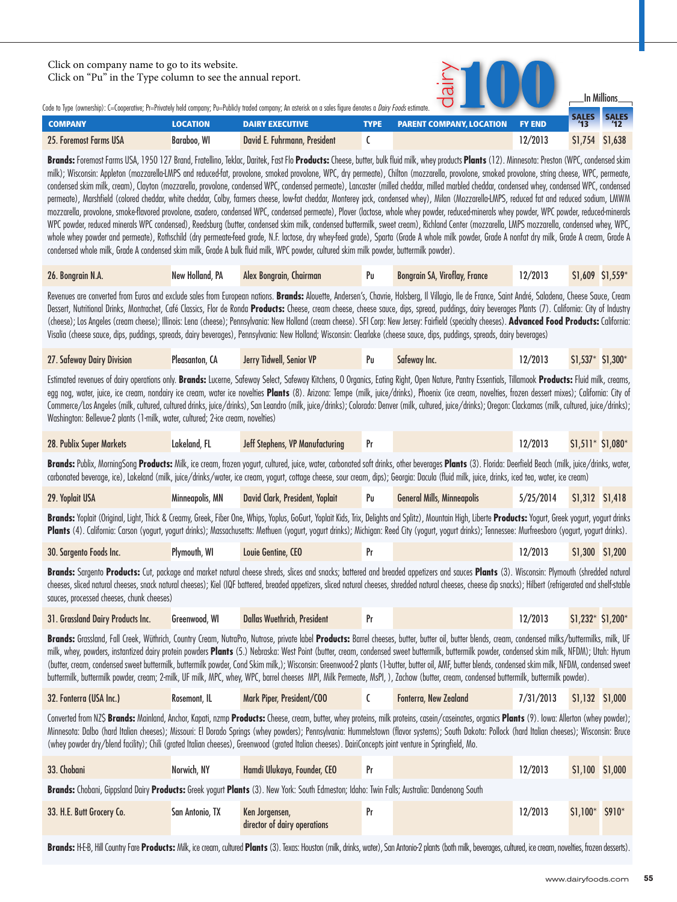Click on company name to go to its website.
Click on "Pu" in the Type column to see the annual report.

dairy 100

In Millions

Code to Type (ownership): C=Cooperative; Pr=Privately held company; Pu=Publicly traded company; An asterisk on a sales figure denotes a *Dairy Foods* estimate.

| COMPANY | LOCATION | DAIRY EXECUTIVE | TYPE | PARENT COMPANY, LOCATION | FY END | SALES '13 | SALES '12 |
|---|---|---|---|---|---|---|---|
| 25. Foremost Farms USA | Baraboo, WI | David E. Fuhrmann, President | C | | 12/2013 | $1,754 | $1,638 |

**Brands:** Foremost Farms USA, 1950 127 Brand, Fratellino, Teklac, Daritek, Fast Flo **Products:** Cheese, butter, bulk fluid milk, whey products **Plants** (12). Minnesota: Preston (WPC, condensed skim milk); Wisconsin: Appleton (mozzarella-LMPS and reduced-fat, provolone, smoked provolone, WPC, dry permeate), Chilton (mozzarella, provolone, smoked provolone, string cheese, WPC, permeate, condensed skim milk, cream), Clayton (mozzarella, provolone, condensed WPC, condensed permeate), Lancaster (milled cheddar, milled marbled cheddar, condensed whey, condensed WPC, condensed permeate), Marshfield (colored cheddar, white cheddar, Colby, farmers cheese, low-fat cheddar, Monterey jack, condensed whey), Milan (Mozzarella-LMPS, reduced fat and reduced sodium, LMWM mozzarella, provolone, smoke-flavored provolone, asadero, condensed WPC, condensed permeate), Plover (lactose, whole whey powder, reduced-minerals whey powder, WPC powder, reduced-minerals WPC powder, reduced minerals WPC condensed), Reedsburg (butter, condensed skim milk, condensed buttermilk, sweet cream), Richland Center (mozzarella, LMPS mozzarella, condensed whey, WPC, whole whey powder and permeate), Rothschild (dry permeate-feed grade, N.F. lactose, dry whey-feed grade), Sparta (Grade A whole milk powder, Grade A nonfat dry milk, Grade A cream, Grade A condensed whole milk, Grade A condensed skim milk, Grade A bulk fluid milk, WPC powder, cultured skim milk powder, buttermilk powder).

| COMPANY | LOCATION | DAIRY EXECUTIVE | TYPE | PARENT COMPANY, LOCATION | FY END | SALES '13 | SALES '12 |
|---|---|---|---|---|---|---|---|
| 26. Bongrain N.A. | New Holland, PA | Alex Bongrain, Chairman | Pu | Bongrain SA, Viroflay, France | 12/2013 | $1,609 | $1,559* |

Revenues are converted from Euros and exclude sales from European nations. **Brands:** Alouette, Andersen's, Chavrie, Holsberg, Il Villagio, Ile de France, Saint André, Saladena, Cheese Sauce, Cream Dessert, Nutritional Drinks, Montrachet, Café Classics, Flor de Ronda **Products:** Cheese, cream cheese, cheese sauce, dips, spread, puddings, dairy beverages Plants (7). California: City of Industry (cheese); Los Angeles (cream cheese); Illinois: Lena (cheese); Pennsylvania: New Holland (cream cheese). SFI Corp: New Jersey: Fairfield (specialty cheeses). **Advanced Food Products:** California: Visalia (cheese sauce, dips, puddings, spreads, dairy beverages), Pennsylvania: New Holland; Wisconsin: Clearlake (cheese sauce, dips, puddings, spreads, dairy beverages)

| COMPANY | LOCATION | DAIRY EXECUTIVE | TYPE | PARENT COMPANY, LOCATION | FY END | SALES '13 | SALES '12 |
|---|---|---|---|---|---|---|---|
| 27. Safeway Dairy Division | Pleasanton, CA | Jerry Tidwell, Senior VP | Pu | Safeway Inc. | 12/2013 | $1,537* | $1,300* |

Estimated revenues of dairy operations only. **Brands:** Lucerne, Safeway Select, Safeway Kitchens, O Organics, Eating Right, Open Nature, Pantry Essentials, Tillamook **Products:** Fluid milk, creams, egg nog, water, juice, ice cream, nondairy ice cream, water ice novelties **Plants** (8). Arizona: Tempe (milk, juice/drinks), Phoenix (ice cream, novelties, frozen dessert mixes); California: City of Commerce/Los Angeles (milk, cultured, cultured drinks, juice/drinks), San Leandro (milk, juice/drinks); Colorado: Denver (milk, cultured, juice/drinks); Oregon: Clackamas (milk, cultured, juice/drinks); Washington: Bellevue-2 plants (1-milk, water, cultured; 2-ice cream, novelties)

| COMPANY | LOCATION | DAIRY EXECUTIVE | TYPE | PARENT COMPANY, LOCATION | FY END | SALES '13 | SALES '12 |
|---|---|---|---|---|---|---|---|
| 28. Publix Super Markets | Lakeland, FL | Jeff Stephens, VP Manufacturing | Pr | | 12/2013 | $1,511* | $1,080* |

**Brands:** Publix, MorningSong **Products:** Milk, ice cream, frozen yogurt, cultured, juice, water, carbonated soft drinks, other beverages **Plants** (3). Florida: Deerfield Beach (milk, juice/drinks, water, carbonated beverage, ice), Lakeland (milk, juice/drinks/water, ice cream, yogurt, cottage cheese, sour cream, dips); Georgia: Dacula (fluid milk, juice, drinks, iced tea, water, ice cream)

| COMPANY | LOCATION | DAIRY EXECUTIVE | TYPE | PARENT COMPANY, LOCATION | FY END | SALES '13 | SALES '12 |
|---|---|---|---|---|---|---|---|
| 29. Yoplait USA | Minneapolis, MN | David Clark, President, Yoplait | Pu | General Mills, Minneapolis | 5/25/2014 | $1,312 | $1,418 |

**Brands:** Yoplait (Original, Light, Thick & Creamy, Greek, Fiber One, Whips, Yoplus, GoGurt, Yoplait Kids, Trix, Delights and Splitz), Mountain High, Liberte **Products:** Yogurt, Greek yogurt, yogurt drinks **Plants** (4). California: Carson (yogurt, yogurt drinks); Massachusetts: Methuen (yogurt, yogurt drinks); Michigan: Reed City (yogurt, yogurt drinks); Tennessee: Murfreesboro (yogurt, yogurt drinks).

| COMPANY | LOCATION | DAIRY EXECUTIVE | TYPE | PARENT COMPANY, LOCATION | FY END | SALES '13 | SALES '12 |
|---|---|---|---|---|---|---|---|
| 30. Sargento Foods Inc. | Plymouth, WI | Louie Gentine, CEO | Pr | | 12/2013 | $1,300 | $1,200 |

**Brands:** Sargento **Products:** Cut, package and market natural cheese shreds, slices and snacks; battered and breaded appetizers and sauces **Plants** (3). Wisconsin: Plymouth (shredded natural cheeses, sliced natural cheeses, snack natural cheeses); Kiel (IQF battered, breaded appetizers, sliced natural cheeses, shredded natural cheeses, cheese dip snacks); Hilbert (refrigerated and shelf-stable sauces, processed cheeses, chunk cheeses)

| COMPANY | LOCATION | DAIRY EXECUTIVE | TYPE | PARENT COMPANY, LOCATION | FY END | SALES '13 | SALES '12 |
|---|---|---|---|---|---|---|---|
| 31. Grassland Dairy Products Inc. | Greenwood, WI | Dallas Wuethrich, President | Pr | | 12/2013 | $1,232* | $1,200* |

**Brands:** Grassland, Fall Creek, Wüthrich, Country Cream, NutraPro, Nutrose, private label **Products:** Barrel cheeses, butter, butter oil, butter blends, cream, condensed milks/buttermilks, milk, UF milk, whey, powders, instantized dairy protein powders **Plants** (5.) Nebraska: West Point (butter, cream, condensed sweet buttermilk, buttermilk powder, condensed skim milk, NFDM); Utah: Hyrum (butter, cream, condensed sweet buttermilk, buttermilk powder, Cond Skim milk,); Wisconsin: Greenwood-2 plants (1-butter, butter oil, AMF, butter blends, condensed skim milk, NFDM, condensed sweet buttermilk, buttermilk powder, cream; 2-milk, UF milk, MPC, whey, WPC, barrel cheeses MPI, Milk Permeate, MsPI, ), Zachow (butter, cream, condensed buttermilk, buttermilk powder).

| COMPANY | LOCATION | DAIRY EXECUTIVE | TYPE | PARENT COMPANY, LOCATION | FY END | SALES '13 | SALES '12 |
|---|---|---|---|---|---|---|---|
| 32. Fonterra (USA Inc.) | Rosemont, IL | Mark Piper, President/COO | C | Fonterra, New Zealand | 7/31/2013 | $1,132 | $1,000 |

Converted from NZ$ **Brands:** Mainland, Anchor, Kapati, nzmp **Products:** Cheese, cream, butter, whey proteins, milk proteins, casein/caseinates, organics **Plants** (9). Iowa: Allerton (whey powder); Minnesota: Dalbo (hard Italian cheeses); Missouri: El Dorado Springs (whey powders); Pennsylvania: Hummelstown (flavor systems); South Dakota: Pollock (hard Italian cheeses); Wisconsin: Bruce (whey powder dry/blend facility); Chili (grated Italian cheeses), Greenwood (grated Italian cheeses). DairiConcepts joint venture in Springfield, Mo.

| COMPANY | LOCATION | DAIRY EXECUTIVE | TYPE | PARENT COMPANY, LOCATION | FY END | SALES '13 | SALES '12 |
|---|---|---|---|---|---|---|---|
| 33. Chobani | Norwich, NY | Hamdi Ulukaya, Founder, CEO | Pr | | 12/2013 | $1,100 | $1,000 |

**Brands:** Chobani, Gippsland Dairy **Products:** Greek yogurt **Plants** (3). New York: South Edmeston; Idaho: Twin Falls; Australia: Dandenong South

| COMPANY | LOCATION | DAIRY EXECUTIVE | TYPE | PARENT COMPANY, LOCATION | FY END | SALES '13 | SALES '12 |
|---|---|---|---|---|---|---|---|
| 33. H.E. Butt Grocery Co. | San Antonio, TX | Ken Jorgensen, director of dairy operations | Pr | | 12/2013 | $1,100* | $910* |

**Brands:** H-E-B, Hill Country Fare **Products:** Milk, ice cream, cultured **Plants** (3). Texas: Houston (milk, drinks, water), San Antonio-2 plants (both milk, beverages, cultured, ice cream, novelties, frozen desserts).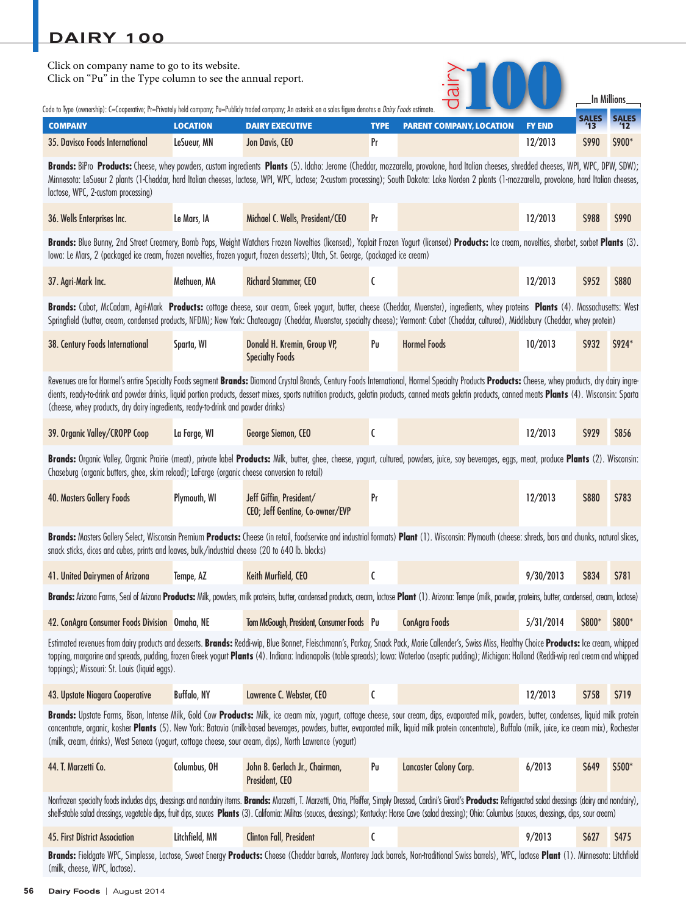Click on company name to go to its website.
Click on "Pu" in the Type column to see the annual report.

Code to Type (ownership): C=Cooperative; Pr=Privately held company; Pu=Publicly traded company; An asterisk on a sales figure denotes a *Dairy Foods* estimate.

In Millions

| COMPANY | LOCATION | DAIRY EXECUTIVE | TYPE | PARENT COMPANY, LOCATION | FY END | SALES '13 | SALES '12 |
|---|---|---|---|---|---|---|---|
| 35. Davisco Foods International | LeSueur, MN | Jon Davis, CEO | Pr | | 12/2013 | $990 | $900* |

**Brands:** BiPro **Products:** Cheese, whey powders, custom ingredients **Plants** (5). Idaho: Jerome (Cheddar, mozzarella, provolone, hard Italian cheeses, shredded cheeses, WPI, WPC, DPW, SDW); Minnesota: LeSueur 2 plants (1-Cheddar, hard Italian cheeses, lactose, WPI, WPC, lactose; 2-custom processing); South Dakota: Lake Norden 2 plants (1-mozzarella, provolone, hard Italian cheeses, lactose, WPC, 2-custom processing)

| COMPANY | LOCATION | DAIRY EXECUTIVE | TYPE | PARENT COMPANY, LOCATION | FY END | SALES '13 | SALES '12 |
|---|---|---|---|---|---|---|---|
| 36. Wells Enterprises Inc. | Le Mars, IA | Michael C. Wells, President/CEO | Pr | | 12/2013 | $988 | $990 |

**Brands:** Blue Bunny, 2nd Street Creamery, Bomb Pops, Weight Watchers Frozen Novelties (licensed), Yoplait Frozen Yogurt (licensed) **Products:** Ice cream, novelties, sherbet, sorbet **Plants** (3). Iowa: Le Mars, 2 (packaged ice cream, frozen novelties, frozen yogurt, frozen desserts); Utah, St. George, (packaged ice cream)

| COMPANY | LOCATION | DAIRY EXECUTIVE | TYPE | PARENT COMPANY, LOCATION | FY END | SALES '13 | SALES '12 |
|---|---|---|---|---|---|---|---|
| 37. Agri-Mark Inc. | Methuen, MA | Richard Stammer, CEO | C | | 12/2013 | $952 | $880 |

**Brands:** Cabot, McCadam, Agri-Mark **Products:** cottage cheese, sour cream, Greek yogurt, butter, cheese (Cheddar, Muenster), ingredients, whey proteins **Plants** (4). Massachusetts: West Springfield (butter, cream, condensed products, NFDM); New York: Chateaugay (Cheddar, Muenster, specialty cheese); Vermont: Cabot (Cheddar, cultured), Middlebury (Cheddar, whey protein)

| COMPANY | LOCATION | DAIRY EXECUTIVE | TYPE | PARENT COMPANY, LOCATION | FY END | SALES '13 | SALES '12 |
|---|---|---|---|---|---|---|---|
| 38. Century Foods International | Sparta, WI | Donald H. Kremin, Group VP, Specialty Foods | Pu | Hormel Foods | 10/2013 | $932 | $924* |

Revenues are for Hormel's entire Specialty Foods segment **Brands:** Diamond Crystal Brands, Century Foods International, Hormel Specialty Products **Products:** Cheese, whey products, dry dairy ingredients, ready-to-drink and powder drinks, liquid portion products, dessert mixes, sports nutrition products, gelatin products, canned meats gelatin products, canned meats **Plants** (4). Wisconsin: Sparta (cheese, whey products, dry dairy ingredients, ready-to-drink and powder drinks)

| COMPANY | LOCATION | DAIRY EXECUTIVE | TYPE | PARENT COMPANY, LOCATION | FY END | SALES '13 | SALES '12 |
|---|---|---|---|---|---|---|---|
| 39. Organic Valley/CROPP Coop | La Farge, WI | George Siemon, CEO | C | | 12/2013 | $929 | $856 |

**Brands:** Organic Valley, Organic Prairie (meat), private label **Products:** Milk, butter, ghee, cheese, yogurt, cultured, powders, juice, soy beverages, eggs, meat, produce **Plants** (2). Wisconsin: Chaseburg (organic butters, ghee, skim reload); LaFarge (organic cheese conversion to retail)

| COMPANY | LOCATION | DAIRY EXECUTIVE | TYPE | PARENT COMPANY, LOCATION | FY END | SALES '13 | SALES '12 |
|---|---|---|---|---|---|---|---|
| 40. Masters Gallery Foods | Plymouth, WI | Jeff Giffin, President/ CEO; Jeff Gentine, Co-owner/EVP | Pr | | 12/2013 | $880 | $783 |

**Brands:** Masters Gallery Select, Wisconsin Premium **Products:** Cheese (in retail, foodservice and industrial formats) **Plant** (1). Wisconsin: Plymouth (cheese: shreds, bars and chunks, natural slices, snack sticks, dices and cubes, prints and loaves, bulk/industrial cheese (20 to 640 lb. blocks)

| COMPANY | LOCATION | DAIRY EXECUTIVE | TYPE | PARENT COMPANY, LOCATION | FY END | SALES '13 | SALES '12 |
|---|---|---|---|---|---|---|---|
| 41. United Dairymen of Arizona | Tempe, AZ | Keith Murfield, CEO | C | | 9/30/2013 | $834 | $781 |

**Brands:** Arizona Farms, Seal of Arizona **Products:** Milk, powders, milk proteins, butter, condensed products, cream, lactose **Plant** (1). Arizona: Tempe (milk, powder, proteins, butter, condensed, cream, lactose)

| COMPANY | LOCATION | DAIRY EXECUTIVE | TYPE | PARENT COMPANY, LOCATION | FY END | SALES '13 | SALES '12 |
|---|---|---|---|---|---|---|---|
| 42. ConAgra Consumer Foods Division | Omaha, NE | Tom McGough, President, Consumer Foods | Pu | ConAgra Foods | 5/31/2014 | $800* | $800* |

Estimated revenues from dairy products and desserts. **Brands:** Reddi-wip, Blue Bonnet, Fleischmann's, Parkay, Snack Pack, Marie Callender's, Swiss Miss, Healthy Choice **Products:** Ice cream, whipped topping, margarine and spreads, pudding, frozen Greek yogurt **Plants** (4). Indiana: Indianapolis (table spreads); Iowa: Waterloo (aseptic pudding); Michigan: Holland (Reddi-wip real cream and whipped toppings); Missouri: St. Louis (liquid eggs).

| COMPANY | LOCATION | DAIRY EXECUTIVE | TYPE | PARENT COMPANY, LOCATION | FY END | SALES '13 | SALES '12 |
|---|---|---|---|---|---|---|---|
| 43. Upstate Niagara Cooperative | Buffalo, NY | Lawrence C. Webster, CEO | C | | 12/2013 | $758 | $719 |

**Brands:** Upstate Farms, Bison, Intense Milk, Gold Cow **Products:** Milk, ice cream mix, yogurt, cottage cheese, sour cream, dips, evaporated milk, powders, butter, condenses, liquid milk protein concentrate, organic, kosher **Plants** (5). New York: Batavia (milk-based beverages, powders, butter, evaporated milk, liquid milk protein concentrate), Buffalo (milk, juice, ice cream mix), Rochester (milk, cream, drinks), West Seneca (yogurt, cottage cheese, sour cream, dips), North Lawrence (yogurt)

| COMPANY | LOCATION | DAIRY EXECUTIVE | TYPE | PARENT COMPANY, LOCATION | FY END | SALES '13 | SALES '12 |
|---|---|---|---|---|---|---|---|
| 44. T. Marzetti Co. | Columbus, OH | John B. Gerlach Jr., Chairman, President, CEO | Pu | Lancaster Colony Corp. | 6/2013 | $649 | $500* |

Nonfrozen specialty foods includes dips, dressings and nondairy items. **Brands:** Marzetti, T. Marzetti, Otria, Pfeiffer, Simply Dressed, Cardini's Girard's **Products:** Refrigerated salad dressings (dairy and nondairy), shelf-stable salad dressings, vegetable dips, fruit dips, sauces **Plants** (3). California: Militas (sauces, dressings); Kentucky: Horse Cave (salad dressing); Ohio: Columbus (sauces, dressings, dips, sour cream)

| COMPANY | LOCATION | DAIRY EXECUTIVE | TYPE | PARENT COMPANY, LOCATION | FY END | SALES '13 | SALES '12 |
|---|---|---|---|---|---|---|---|
| 45. First District Association | Litchfield, MN | Clinton Fall, President | C | | 9/2013 | $627 | $475 |

**Brands:** Fieldgate WPC, Simplesse, Lactose, Sweet Energy **Products:** Cheese (Cheddar barrels, Monterey Jack barrels, Non-traditional Swiss barrels), WPC, lactose **Plant** (1). Minnesota: Litchfield (milk, cheese, WPC, lactose).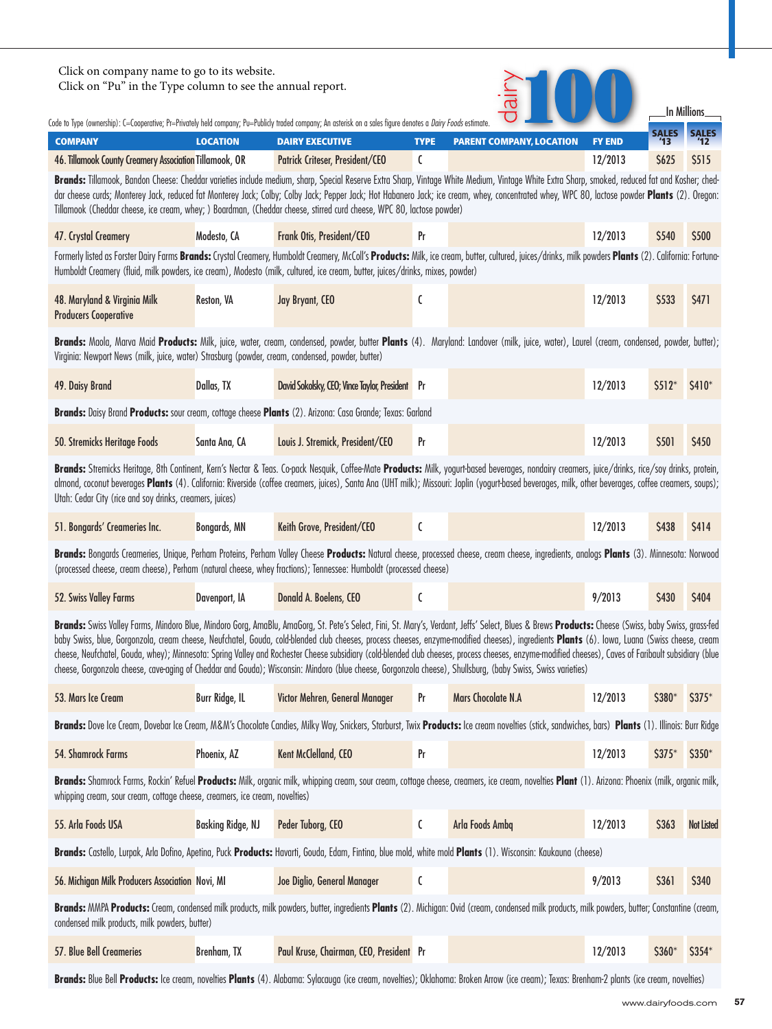Click on company name to go to its website.
Click on "Pu" in the Type column to see the annual report.

# dairy 100

Code to Type (ownership): C=Cooperative; Pr=Privately held company; Pu=Publicly traded company; An asterisk on a sales figure denotes a *Dairy Foods* estimate.

In Millions

| COMPANY | LOCATION | DAIRY EXECUTIVE | TYPE | PARENT COMPANY, LOCATION | FY END | SALES '13 | SALES '12 |
|---|---|---|---|---|---|---|---|
| 46. Tillamook County Creamery Association | Tillamook, OR | Patrick Criteser, President/CEO | C | | 12/2013 | $625 | $515 |
| **Brands:** Tillamook, Bandon Cheese: Cheddar varieties include medium, sharp, Special Reserve Extra Sharp, Vintage White Medium, Vintage White Extra Sharp, smoked, reduced fat and Kosher; cheddar cheese curds; Monterey Jack, reduced fat Monterey Jack; Colby; Colby Jack; Pepper Jack; Hot Habanero Jack; ice cream, whey, concentrated whey, WPC 80, lactose powder **Plants** (2). Oregon: Tillamook (Cheddar cheese, ice cream, whey; ) Boardman, (Cheddar cheese, stirred curd cheese, WPC 80, lactose powder) | | | | | | | |
| 47. Crystal Creamery | Modesto, CA | Frank Otis, President/CEO | Pr | | 12/2013 | $540 | $500 |
| Formerly listed as Forster Dairy Farms **Brands:** Crystal Creamery, Humboldt Creamery, McColl's **Products:** Milk, ice cream, butter, cultured, juices/drinks, milk powders **Plants** (2). California: Fortuna-Humboldt Creamery (fluid, milk powders, ice cream), Modesto (milk, cultured, ice cream, butter, juices/drinks, mixes, powder) | | | | | | | |
| 48. Maryland & Virginia Milk Producers Cooperative | Reston, VA | Jay Bryant, CEO | C | | 12/2013 | $533 | $471 |
| **Brands:** Maola, Marva Maid **Products:** Milk, juice, water, cream, condensed, powder, butter **Plants** (4). Maryland: Landover (milk, juice, water), Laurel (cream, condensed, powder, butter); Virginia: Newport News (milk, juice, water) Strasburg (powder, cream, condensed, powder, butter) | | | | | | | |
| 49. Daisy Brand | Dallas, TX | David Sokolsky, CEO; Vince Taylor, President | Pr | | 12/2013 | $512* | $410* |
| **Brands:** Daisy Brand **Products:** sour cream, cottage cheese **Plants** (2). Arizona: Casa Grande; Texas: Garland | | | | | | | |
| 50. Stremicks Heritage Foods | Santa Ana, CA | Louis J. Stremick, President/CEO | Pr | | 12/2013 | $501 | $450 |
| **Brands:** Stremicks Heritage, 8th Continent, Kern's Nectar & Teas. Co-pack Nesquik, Coffee-Mate **Products:** Milk, yogurt-based beverages, nondairy creamers, juice/drinks, rice/soy drinks, protein, almond, coconut beverages **Plants** (4). California: Riverside (coffee creamers, juices), Santa Ana (UHT milk); Missouri: Joplin (yogurt-based beverages, milk, other beverages, coffee creamers, soups); Utah: Cedar City (rice and soy drinks, creamers, juices) | | | | | | | |
| 51. Bongards' Creameries Inc. | Bongards, MN | Keith Grove, President/CEO | C | | 12/2013 | $438 | $414 |
| **Brands:** Bongards Creameries, Unique, Perham Proteins, Perham Valley Cheese **Products:** Natural cheese, processed cheese, cream cheese, ingredients, analogs **Plants** (3). Minnesota: Norwood (processed cheese, cream cheese), Perham (natural cheese, whey fractions); Tennessee: Humboldt (processed cheese) | | | | | | | |
| 52. Swiss Valley Farms | Davenport, IA | Donald A. Boelens, CEO | C | | 9/2013 | $430 | $404 |
| **Brands:** Swiss Valley Farms, Mindoro Blue, Mindoro Gorg, AmaBlu, AmaGorg, St. Pete's Select, Fini, St. Mary's, Verdant, Jeffs' Select, Blues & Brews **Products:** Cheese (Swiss, baby Swiss, grass-fed baby Swiss, blue, Gorgonzola, cream cheese, Neufchatel, Gouda, cold-blended club cheeses, process cheeses, enzyme-modified cheeses), ingredients **Plants** (6). Iowa, Luana (Swiss cheese, cream cheese, Neufchatel, Gouda, whey); Minnesota: Spring Valley and Rochester Cheese subsidiary (cold-blended club cheeses, process cheeses, enzyme-modified cheeses), Caves of Faribault subsidiary (blue cheese, Gorgonzola cheese, cave-aging of Cheddar and Gouda); Wisconsin: Mindoro (blue cheese, Gorgonzola cheese), Shullsburg, (baby Swiss, Swiss varieties) | | | | | | | |
| 53. Mars Ice Cream | Burr Ridge, IL | Victor Mehren, General Manager | Pr | Mars Chocolate N.A | 12/2013 | $380* | $375* |
| **Brands:** Dove Ice Cream, Dovebar Ice Cream, M&M's Chocolate Candies, Milky Way, Snickers, Starburst, Twix **Products:** Ice cream novelties (stick, sandwiches, bars) **Plants** (1). Illinois: Burr Ridge | | | | | | | |
| 54. Shamrock Farms | Phoenix, AZ | Kent McClelland, CEO | Pr | | 12/2013 | $375* | $350* |
| **Brands:** Shamrock Farms, Rockin' Refuel **Products:** Milk, organic milk, whipping cream, sour cream, cottage cheese, creamers, ice cream, novelties **Plant** (1). Arizona: Phoenix (milk, organic milk, whipping cream, sour cream, cottage cheese, creamers, ice cream, novelties) | | | | | | | |
| 55. Arla Foods USA | Basking Ridge, NJ | Peder Tuborg, CEO | C | Arla Foods Ambq | 12/2013 | $363 | Not Listed |
| **Brands:** Castello, Lurpak, Arla Dofino, Apetina, Puck **Products:** Havarti, Gouda, Edam, Fintina, blue mold, white mold **Plants** (1). Wisconsin: Kaukauna (cheese) | | | | | | | |
| 56. Michigan Milk Producers Association | Novi, MI | Joe Diglio, General Manager | C | | 9/2013 | $361 | $340 |
| **Brands:** MMPA **Products:** Cream, condensed milk products, milk powders, butter, ingredients **Plants** (2). Michigan: Ovid (cream, condensed milk products, milk powders, butter; Constantine (cream, condensed milk products, milk powders, butter) | | | | | | | |
| 57. Blue Bell Creameries | Brenham, TX | Paul Kruse, Chairman, CEO, President | Pr | | 12/2013 | $360* | $354* |
| **Brands:** Blue Bell **Products:** Ice cream, novelties **Plants** (4). Alabama: Sylacauga (ice cream, novelties); Oklahoma: Broken Arrow (ice cream); Texas: Brenham-2 plants (ice cream, novelties) | | | | | | | |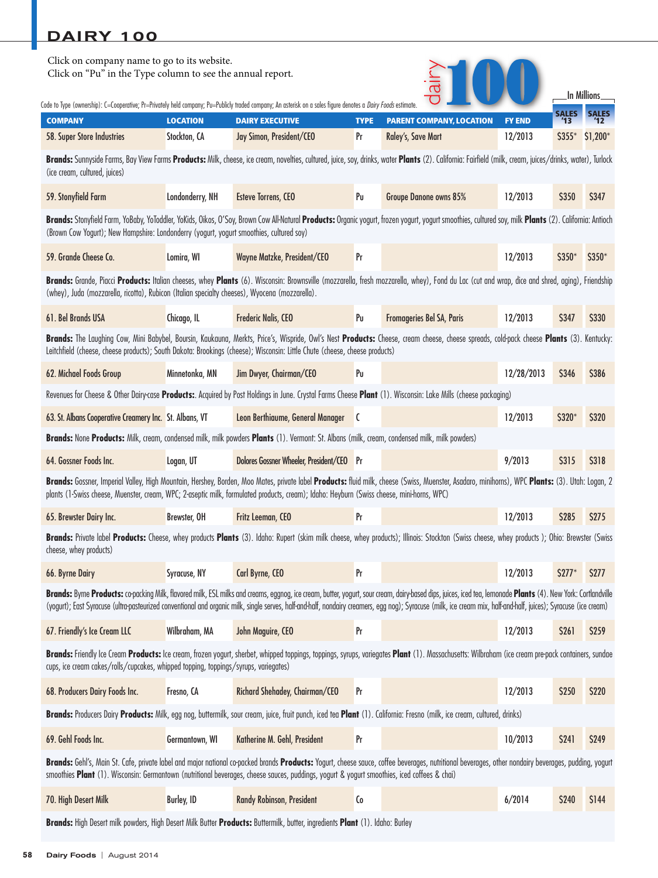## DAIRY 100

Click on company name to go to its website.
Click on "Pu" in the Type column to see the annual report.

Code to Type (ownership): C=Cooperative; Pr=Privately held company; Pu=Publicly traded company; An asterisk on a sales figure denotes a *Dairy Foods* estimate.

In Millions

| COMPANY | LOCATION | DAIRY EXECUTIVE | TYPE | PARENT COMPANY, LOCATION | FY END | SALES '13 | SALES '12 |
|---|---|---|---|---|---|---|---|
| 58. Super Store Industries | Stockton, CA | Jay Simon, President/CEO | Pr | Raley's, Save Mart | 12/2013 | $355* | $1,200* |
| **Brands:** Sunnyside Farms, Bay View Farms **Products:** Milk, cheese, ice cream, novelties, cultured, juice, soy, drinks, water **Plants** (2). California: Fairfield (milk, cream, juices/drinks, water), Turlock (ice cream, cultured, juices) | | | | | | | |
| 59. Stonyfield Farm | Londonderry, NH | Esteve Torrens, CEO | Pu | Groupe Danone owns 85% | 12/2013 | $350 | $347 |
| **Brands:** Stonyfield Farm, YoBaby, YoToddler, YoKids, Oikos, O'Soy, Brown Cow All-Natural **Products:** Organic yogurt, frozen yogurt, yogurt smoothies, cultured soy, milk **Plants** (2). California: Antioch (Brown Cow Yogurt); New Hampshire: Londonderry (yogurt, yogurt smoothies, cultured soy) | | | | | | | |
| 59. Grande Cheese Co. | Lomira, WI | Wayne Matzke, President/CEO | Pr | | 12/2013 | $350* | $350* |
| **Brands:** Grande, Piacci **Products:** Italian cheeses, whey **Plants** (6). Wisconsin: Brownsville (mozzarella, fresh mozzarella, whey), Fond du Lac (cut and wrap, dice and shred, aging), Friendship (whey), Juda (mozzarella, ricotta), Rubicon (Italian specialty cheeses), Wyocena (mozzarella). | | | | | | | |
| 61. Bel Brands USA | Chicago, IL | Frederic Nalis, CEO | Pu | Fromageries Bel SA, Paris | 12/2013 | $347 | $330 |
| **Brands:** The Laughing Cow, Mini Babybel, Boursin, Kaukauna, Merkts, Price's, Wispride, Owl's Nest **Products:** Cheese, cream cheese, cheese spreads, cold-pack cheese **Plants** (3). Kentucky: Leitchfield (cheese, cheese products); South Dakota: Brookings (cheese); Wisconsin: Little Chute (cheese, cheese products) | | | | | | | |
| 62. Michael Foods Group | Minnetonka, MN | Jim Dwyer, Chairman/CEO | Pu | | 12/28/2013 | $346 | $386 |
| Revenues for Cheese & Other Dairy-case **Products:**. Acquired by Post Holdings in June. Crystal Farms Cheese **Plant** (1). Wisconsin: Lake Mills (cheese packaging) | | | | | | | |
| 63. St. Albans Cooperative Creamery Inc. | St. Albans, VT | Leon Berthiaume, General Manager | C | | 12/2013 | $320* | $320 |
| **Brands:** None **Products:** Milk, cream, condensed milk, milk powders **Plants** (1). Vermont: St. Albans (milk, cream, condensed milk, milk powders) | | | | | | | |
| 64. Gossner Foods Inc. | Logan, UT | Dolores Gossner Wheeler, President/CEO | Pr | | 9/2013 | $315 | $318 |
| **Brands:** Gossner, Imperial Valley, High Mountain, Hershey, Borden, Moo Mates, private label **Products:** fluid milk, cheese (Swiss, Muenster, Asadaro, minihorns), WPC **Plants:** (3). Utah: Logan, 2 plants (1-Swiss cheese, Muenster, cream, WPC; 2-aseptic milk, formulated products, cream); Idaho: Heyburn (Swiss cheese, mini-horns, WPC) | | | | | | | |
| 65. Brewster Dairy Inc. | Brewster, OH | Fritz Leeman, CEO | Pr | | 12/2013 | $285 | $275 |
| **Brands:** Private label **Products:** Cheese, whey products **Plants** (3). Idaho: Rupert (skim milk cheese, whey products); Illinois: Stockton (Swiss cheese, whey products ); Ohio: Brewster (Swiss cheese, whey products) | | | | | | | |
| 66. Byrne Dairy | Syracuse, NY | Carl Byrne, CEO | Pr | | 12/2013 | $277* | $277 |
| **Brands:** Byrne **Products:** co-packing Milk, flavored milk, ESL milks and creams, eggnog, ice cream, butter, yogurt, sour cream, dairy-based dips, juices, iced tea, lemonade **Plants** (4). New York: Cortlandville (yogurt); East Syracuse (ultra-pasteurized conventional and organic milk, single serves, half-and-half, nondairy creamers, egg nog); Syracuse (milk, ice cream mix, half-and-half, juices); Syracuse (ice cream) | | | | | | | |
| 67. Friendly's Ice Cream LLC | Wilbraham, MA | John Maguire, CEO | Pr | | 12/2013 | $261 | $259 |
| **Brands:** Friendly Ice Cream **Products:** Ice cream, frozen yogurt, sherbet, whipped toppings, toppings, syrups, variegates **Plant** (1). Massachusetts: Wilbraham (ice cream pre-pack containers, sundae cups, ice cream cakes/rolls/cupcakes, whipped topping, toppings/syrups, variegates) | | | | | | | |
| 68. Producers Dairy Foods Inc. | Fresno, CA | Richard Shehadey, Chairman/CEO | Pr | | 12/2013 | $250 | $220 |
| **Brands:** Producers Dairy **Products:** Milk, egg nog, buttermilk, sour cream, juice, fruit punch, iced tea **Plant** (1). California: Fresno (milk, ice cream, cultured, drinks) | | | | | | | |
| 69. Gehl Foods Inc. | Germantown, WI | Katherine M. Gehl, President | Pr | | 10/2013 | $241 | $249 |
| **Brands:** Gehl's, Main St. Cafe, private label and major national co-packed brands **Products:** Yogurt, cheese sauce, coffee beverages, nutritional beverages, other nondairy beverages, pudding, yogurt smoothies **Plant** (1). Wisconsin: Germantown (nutritional beverages, cheese sauces, puddings, yogurt & yogurt smoothies, iced coffees & chai) | | | | | | | |
| 70. High Desert Milk | Burley, ID | Randy Robinson, President | Co | | 6/2014 | $240 | $144 |
| **Brands:** High Desert milk powders, High Desert Milk Butter **Products:** Buttermilk, butter, ingredients **Plant** (1). Idaho: Burley | | | | | | | |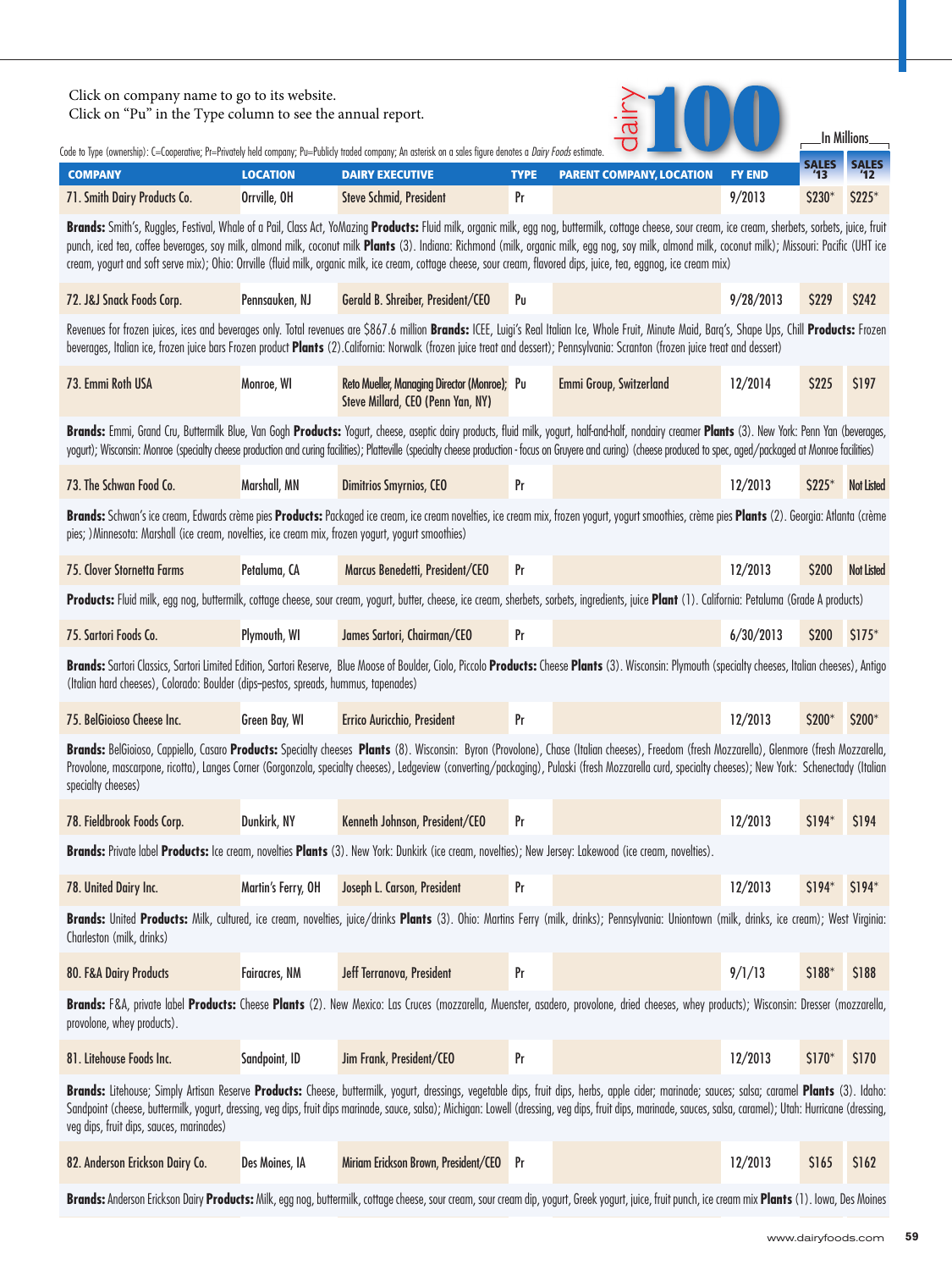Click on company name to go to its website.
Click on "Pu" in the Type column to see the annual report.

# dairy 100

Code to Type (ownership): C=Cooperative; Pr=Privately held company; Pu=Publicly traded company; An asterisk on a sales figure denotes a *Dairy Foods* estimate.

In Millions

| COMPANY | LOCATION | DAIRY EXECUTIVE | TYPE | PARENT COMPANY, LOCATION | FY END | SALES '13 | SALES '12 |
|---|---|---|---|---|---|---|---|
| 71. Smith Dairy Products Co. | Orrville, OH | Steve Schmid, President | Pr | | 9/2013 | $230* | $225* |
| **Brands:** Smith's, Ruggles, Festival, Whale of a Pail, Class Act, YoMazing **Products:** Fluid milk, organic milk, egg nog, buttermilk, cottage cheese, sour cream, ice cream, sherbets, sorbets, juice, fruit punch, iced tea, coffee beverages, soy milk, almond milk, coconut milk **Plants** (3). Indiana: Richmond (milk, organic milk, egg nog, soy milk, almond milk, coconut milk); Missouri: Pacific (UHT ice cream, yogurt and soft serve mix); Ohio: Orrville (fluid milk, organic milk, ice cream, cottage cheese, sour cream, flavored dips, juice, tea, eggnog, ice cream mix) | | | | | | | |
| 72. J&J Snack Foods Corp. | Pennsauken, NJ | Gerald B. Shreiber, President/CEO | Pu | | 9/28/2013 | $229 | $242 |
| Revenues for frozen juices, ices and beverages only. Total revenues are $867.6 million **Brands:** ICEE, Luigi's Real Italian Ice, Whole Fruit, Minute Maid, Barq's, Shape Ups, Chill **Products:** Frozen beverages, Italian ice, frozen juice bars Frozen product **Plants** (2).California: Norwalk (frozen juice treat and dessert); Pennsylvania: Scranton (frozen juice treat and dessert) | | | | | | | |
| 73. Emmi Roth USA | Monroe, WI | Reto Mueller, Managing Director (Monroe); Steve Millard, CEO (Penn Yan, NY) | Pu | Emmi Group, Switzerland | 12/2014 | $225 | $197 |
| **Brands:** Emmi, Grand Cru, Buttermilk Blue, Van Gogh **Products:** Yogurt, cheese, aseptic dairy products, fluid milk, yogurt, half-and-half, nondairy creamer **Plants** (3). New York: Penn Yan (beverages, yogurt); Wisconsin: Monroe (specialty cheese production and curing facilities); Platteville (specialty cheese production - focus on Gruyere and curing) (cheese produced to spec, aged/packaged at Monroe facilities) | | | | | | | |
| 73. The Schwan Food Co. | Marshall, MN | Dimitrios Smyrnios, CEO | Pr | | 12/2013 | $225* | Not Listed |
| **Brands:** Schwan's ice cream, Edwards crème pies **Products:** Packaged ice cream, ice cream novelties, ice cream mix, frozen yogurt, yogurt smoothies, crème pies **Plants** (2). Georgia: Atlanta (crème pies; )Minnesota: Marshall (ice cream, novelties, ice cream mix, frozen yogurt, yogurt smoothies) | | | | | | | |
| 75. Clover Stornetta Farms | Petaluma, CA | Marcus Benedetti, President/CEO | Pr | | 12/2013 | $200 | Not Listed |
| **Products:** Fluid milk, egg nog, buttermilk, cottage cheese, sour cream, yogurt, butter, cheese, ice cream, sherbets, sorbets, ingredients, juice **Plant** (1). California: Petaluma (Grade A products) | | | | | | | |
| 75. Sartori Foods Co. | Plymouth, WI | James Sartori, Chairman/CEO | Pr | | 6/30/2013 | $200 | $175* |
| **Brands:** Sartori Classics, Sartori Limited Edition, Sartori Reserve, Blue Moose of Boulder, Ciolo, Piccolo **Products:** Cheese **Plants** (3). Wisconsin: Plymouth (specialty cheeses, Italian cheeses), Antigo (Italian hard cheeses), Colorado: Boulder (dips–pestos, spreads, hummus, tapenades) | | | | | | | |
| 75. BelGioioso Cheese Inc. | Green Bay, WI | Errico Auricchio, President | Pr | | 12/2013 | $200* | $200* |
| **Brands:** BelGioioso, Cappiello, Casaro **Products:** Specialty cheeses **Plants** (8). Wisconsin: Byron (Provolone), Chase (Italian cheeses), Freedom (fresh Mozzarella), Glenmore (fresh Mozzarella, Provolone, mascarpone, ricotta), Langes Corner (Gorgonzola, specialty cheeses), Ledgeview (converting/packaging), Pulaski (fresh Mozzarella curd, specialty cheeses); New York: Schenectady (Italian specialty cheeses) | | | | | | | |
| 78. Fieldbrook Foods Corp. | Dunkirk, NY | Kenneth Johnson, President/CEO | Pr | | 12/2013 | $194* | $194 |
| **Brands:** Private label **Products:** Ice cream, novelties **Plants** (3). New York: Dunkirk (ice cream, novelties); New Jersey: Lakewood (ice cream, novelties). | | | | | | | |
| 78. United Dairy Inc. | Martin's Ferry, OH | Joseph L. Carson, President | Pr | | 12/2013 | $194* | $194* |
| **Brands:** United **Products:** Milk, cultured, ice cream, novelties, juice/drinks **Plants** (3). Ohio: Martins Ferry (milk, drinks); Pennsylvania: Uniontown (milk, drinks, ice cream); West Virginia: Charleston (milk, drinks) | | | | | | | |
| 80. F&A Dairy Products | Fairacres, NM | Jeff Terranova, President | Pr | | 9/1/13 | $188* | $188 |
| **Brands:** F&A, private label **Products:** Cheese **Plants** (2). New Mexico: Las Cruces (mozzarella, Muenster, asadero, provolone, dried cheeses, whey products); Wisconsin: Dresser (mozzarella, provolone, whey products). | | | | | | | |
| 81. Litehouse Foods Inc. | Sandpoint, ID | Jim Frank, President/CEO | Pr | | 12/2013 | $170* | $170 |
| **Brands:** Litehouse; Simply Artisan Reserve **Products:** Cheese, buttermilk, yogurt, dressings, vegetable dips, fruit dips, herbs, apple cider; marinade; sauces; salsa; caramel **Plants** (3). Idaho: Sandpoint (cheese, buttermilk, yogurt, dressing, veg dips, fruit dips marinade, sauce, salsa); Michigan: Lowell (dressing, veg dips, fruit dips, marinade, sauces, salsa, caramel); Utah: Hurricane (dressing, veg dips, fruit dips, sauces, marinades) | | | | | | | |
| 82. Anderson Erickson Dairy Co. | Des Moines, IA | Miriam Erickson Brown, President/CEO | Pr | | 12/2013 | $165 | $162 |
| **Brands:** Anderson Erickson Dairy **Products:** Milk, egg nog, buttermilk, cottage cheese, sour cream, sour cream dip, yogurt, Greek yogurt, juice, fruit punch, ice cream mix **Plants** (1). Iowa, Des Moines | | | | | | | |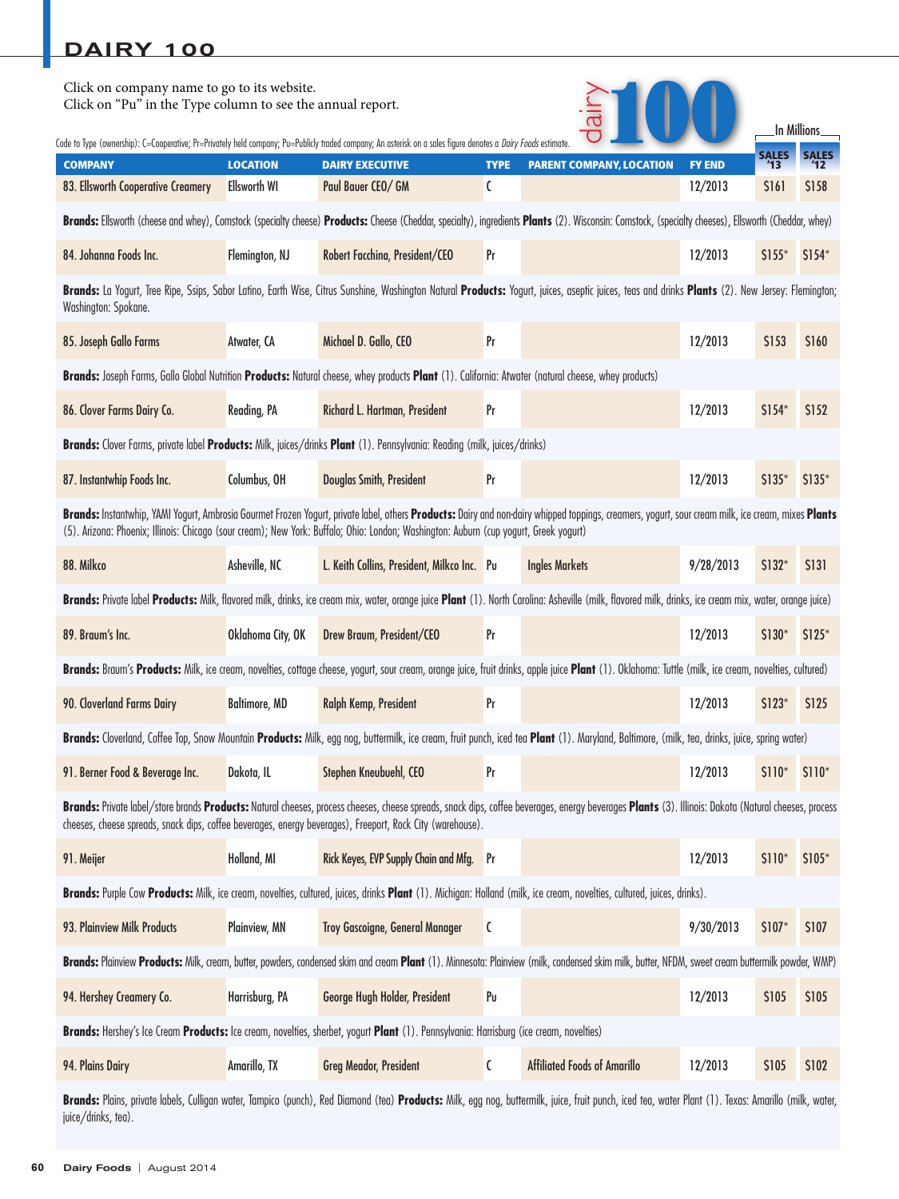# DAIRY 100

Click on company name to go to its website.
Click on "Pu" in the Type column to see the annual report.

Code to Type (ownership): C=Cooperative; Pr=Privately held company; Pu=Publicly traded company; An asterisk on a sales figure denotes a *Dairy Foods* estimate.

In Millions

| COMPANY | LOCATION | DAIRY EXECUTIVE | TYPE | PARENT COMPANY, LOCATION | FY END | SALES '13 | SALES '12 |
|---|---|---|---|---|---|---|---|
| 83. Ellsworth Cooperative Creamery | Ellsworth WI | Paul Bauer CEO/ GM | C | | 12/2013 | $161 | $158 |
| **Brands:** Ellsworth (cheese and whey), Comstock (specialty cheese) **Products:** Cheese (Cheddar, specialty), ingredients **Plants** (2). Wisconsin: Comstock, (specialty cheeses), Ellsworth (Cheddar, whey) | | | | | | | |
| 84. Johanna Foods Inc. | Flemington, NJ | Robert Facchina, President/CEO | Pr | | 12/2013 | $155* | $154* |
| **Brands:** La Yogurt, Tree Ripe, Ssips, Sabor Latino, Earth Wise, Citrus Sunshine, Washington Natural **Products:** Yogurt, juices, aseptic juices, teas and drinks **Plants** (2). New Jersey: Flemington; Washington: Spokane. | | | | | | | |
| 85. Joseph Gallo Farms | Atwater, CA | Michael D. Gallo, CEO | Pr | | 12/2013 | $153 | $160 |
| **Brands:** Joseph Farms, Gallo Global Nutrition **Products:** Natural cheese, whey products **Plant** (1). California: Atwater (natural cheese, whey products) | | | | | | | |
| 86. Clover Farms Dairy Co. | Reading, PA | Richard L. Hartman, President | Pr | | 12/2013 | $154* | $152 |
| **Brands:** Clover Farms, private label **Products:** Milk, juices/drinks **Plant** (1). Pennsylvania: Reading (milk, juices/drinks) | | | | | | | |
| 87. Instantwhip Foods Inc. | Columbus, OH | Douglas Smith, President | Pr | | 12/2013 | $135* | $135* |
| **Brands:** Instantwhip, YAMI Yogurt, Ambrosia Gourmet Frozen Yogurt, private label, others **Products:** Dairy and non-dairy whipped toppings, creamers, yogurt, sour cream milk, ice cream, mixes **Plants** (5). Arizona: Phoenix; Illinois: Chicago (sour cream); New York: Buffalo; Ohio: London; Washington: Auburn (cup yogurt, Greek yogurt) | | | | | | | |
| 88. Milkco | Asheville, NC | L. Keith Collins, President, Milkco Inc. | Pu | Ingles Markets | 9/28/2013 | $132* | $131 |
| **Brands:** Private label **Products:** Milk, flavored milk, drinks, ice cream mix, water, orange juice **Plant** (1). North Carolina: Asheville (milk, flavored milk, drinks, ice cream mix, water, orange juice) | | | | | | | |
| 89. Braum's Inc. | Oklahoma City, OK | Drew Braum, President/CEO | Pr | | 12/2013 | $130* | $125* |
| **Brands:** Braum's **Products:** Milk, ice cream, novelties, cottage cheese, yogurt, sour cream, orange juice, fruit drinks, apple juice **Plant** (1). Oklahoma: Tuttle (milk, ice cream, novelties, cultured) | | | | | | | |
| 90. Cloverland Farms Dairy | Baltimore, MD | Ralph Kemp, President | Pr | | 12/2013 | $123* | $125 |
| **Brands:** Cloverland, Coffee Top, Snow Mountain **Products:** Milk, egg nog, buttermilk, ice cream, fruit punch, iced tea **Plant** (1). Maryland, Baltimore, (milk, tea, drinks, juice, spring water) | | | | | | | |
| 91. Berner Food & Beverage Inc. | Dakota, IL | Stephen Kneubuehl, CEO | Pr | | 12/2013 | $110* | $110* |
| **Brands:** Private label/store brands **Products:** Natural cheeses, process cheeses, cheese spreads, snack dips, coffee beverages, energy beverages **Plants** (3). Illinois: Dakota (Natural cheeses, process cheeses, cheese spreads, snack dips, coffee beverages, energy beverages), Freeport, Rock City (warehouse). | | | | | | | |
| 91. Meijer | Holland, MI | Rick Keyes, EVP Supply Chain and Mfg. | Pr | | 12/2013 | $110* | $105* |
| **Brands:** Purple Cow **Products:** Milk, ice cream, novelties, cultured, juices, drinks **Plant** (1). Michigan: Holland (milk, ice cream, novelties, cultured, juices, drinks). | | | | | | | |
| 93. Plainview Milk Products | Plainview, MN | Troy Gascoigne, General Manager | C | | 9/30/2013 | $107* | $107 |
| **Brands:** Plainview **Products:** Milk, cream, butter, powders, condensed skim and cream **Plant** (1). Minnesota: Plainview (milk, condensed skim milk, butter, NFDM, sweet cream buttermilk powder, WMP) | | | | | | | |
| 94. Hershey Creamery Co. | Harrisburg, PA | George Hugh Holder, President | Pu | | 12/2013 | $105 | $105 |
| **Brands:** Hershey's Ice Cream **Products:** Ice cream, novelties, sherbet, yogurt **Plant** (1). Pennsylvania: Harrisburg (ice cream, novelties) | | | | | | | |
| 94. Plains Dairy | Amarillo, TX | Greg Meador, President | C | Affiliated Foods of Amarillo | 12/2013 | $105 | $102 |
| **Brands:** Plains, private labels, Culligan water, Tampico (punch), Red Diamond (tea) **Products:** Milk, egg nog, buttermilk, juice, fruit punch, iced tea, water Plant (1). Texas: Amarillo (milk, water, juice/drinks, tea). | | | | | | | |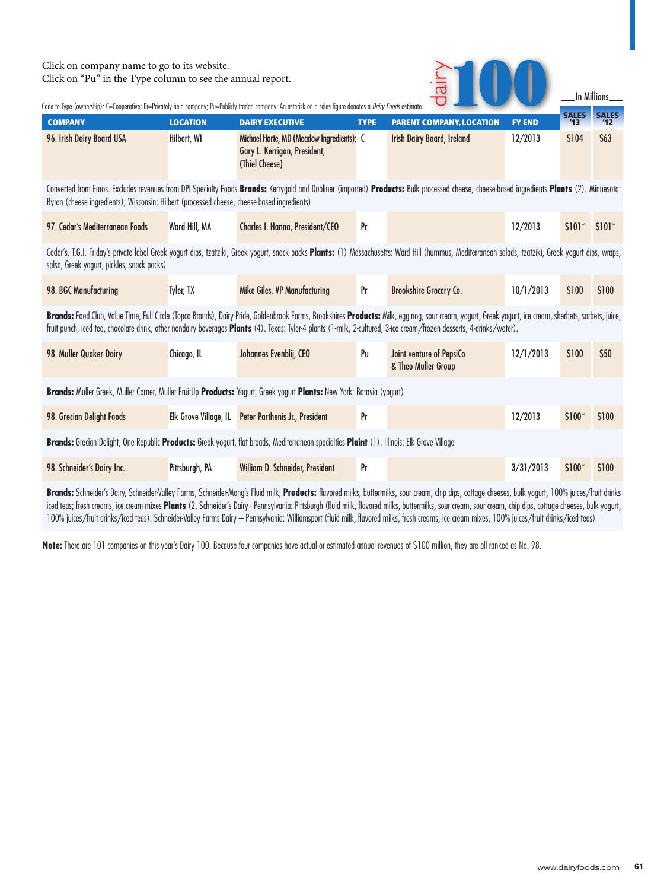Click on company name to go to its website.
Click on "Pu" in the Type column to see the annual report.

Code to Type (ownership): C=Cooperative; Pr=Privately held company; Pu=Publicly traded company; An asterisk on a sales figure denotes a *Dairy Foods* estimate.

dairy 100

In Millions

| COMPANY | LOCATION | DAIRY EXECUTIVE | TYPE | PARENT COMPANY, LOCATION | FY END | SALES '13 | SALES '12 |
|---|---|---|---|---|---|---|---|
| 96. Irish Dairy Board USA | Hilbert, WI | Michael Harte, MD (Meadow Ingredients); Gary L. Kerrigan, President, (Thiel Cheese) | C | Irish Dairy Board, Ireland | 12/2013 | $104 | $63 |
| Converted from Euros. Excludes revenues from DPI Specialty Foods. **Brands:** Kerrygold and Dubliner (imported) **Products:** Bulk processed cheese, cheese-based ingredients **Plants** (2). Minnesota: Byron (cheese ingredients); Wisconsin: Hilbert (processed cheese, cheese-based ingredients) | | | | | | | |
| 97. Cedar's Mediterranean Foods | Ward Hill, MA | Charles I. Hanna, President/CEO | Pr | | 12/2013 | $101* | $101* |
| Cedar's, T.G.I. Friday's private label Greek yogurt dips, tzatziki, Greek yogurt, snack packs **Plants:** (1) Massachusetts: Ward Hill (hummus, Mediterranean salads, tzatziki, Greek yogurt dips, wraps, salsa, Greek yogurt, pickles, snack packs) | | | | | | | |
| 98. BGC Manufacturing | Tyler, TX | Mike Giles, VP Manufacturing | Pr | Brookshire Grocery Co. | 10/1/2013 | $100 | $100 |
| **Brands:** Food Club, Value Time, Full Circle (Topco Brands), Dairy Pride, Goldenbrook Farms, Brookshires **Products:** Milk, egg nog, sour cream, yogurt, Greek yogurt, ice cream, sherbets, sorbets, juice, fruit punch, iced tea, chocolate drink, other nondairy beverages **Plants** (4). Texas: Tyler-4 plants (1-milk, 2-cultured, 3-ice cream/frozen desserts, 4-drinks/water). | | | | | | | |
| 98. Muller Quaker Dairy | Chicago, IL | Johannes Evenblij, CEO | Pu | Joint venture of PepsiCo & Theo Muller Group | 12/1/2013 | $100 | $50 |
| **Brands:** Muller Greek, Muller Corner, Muller FruitUp **Products:** Yogurt, Greek yogurt **Plants:** New York: Batavia (yogurt) | | | | | | | |
| 98. Grecian Delight Foods | Elk Grove Village, IL | Peter Parthenis Jr., President | Pr | | 12/2013 | $100* | $100 |
| **Brands:** Grecian Delight, One Republic **Products:** Greek yogurt, flat breads, Mediterranean specialties **Plaint** (1). Illinois: Elk Grove Village | | | | | | | |
| 98. Schneider's Dairy Inc. | Pittsburgh, PA | William D. Schneider, President | Pr | | 3/31/2013 | $100* | $100 |
| **Brands:** Schneider's Dairy, Schneider-Valley Farms, Schneider-Mong's Fluid milk, **Products:** flavored milks, buttermilks, sour cream, chip dips, cottage cheeses, bulk yogurt, 100% juices/fruit drinks iced teas; fresh creams, ice cream mixes **Plants** (2. Schneider's Dairy - Pennsylvania: Pittsburgh (fluid milk, flavored milks, buttermilks, sour cream, sour cream, chip dips, cottage cheeses, bulk yogurt, 100% juices/fruit drinks/iced teas). Schneider-Valley Farms Dairy – Pennsylvania: Williamsport (fluid milk, flavored milks, fresh creams, ice cream mixes, 100% juices/fruit drinks/iced teas) | | | | | | | |

**Note:** There are 101 companies on this year's Dairy 100. Because four companies have actual or estimated annual revenues of $100 million, they are all ranked as No. 98.